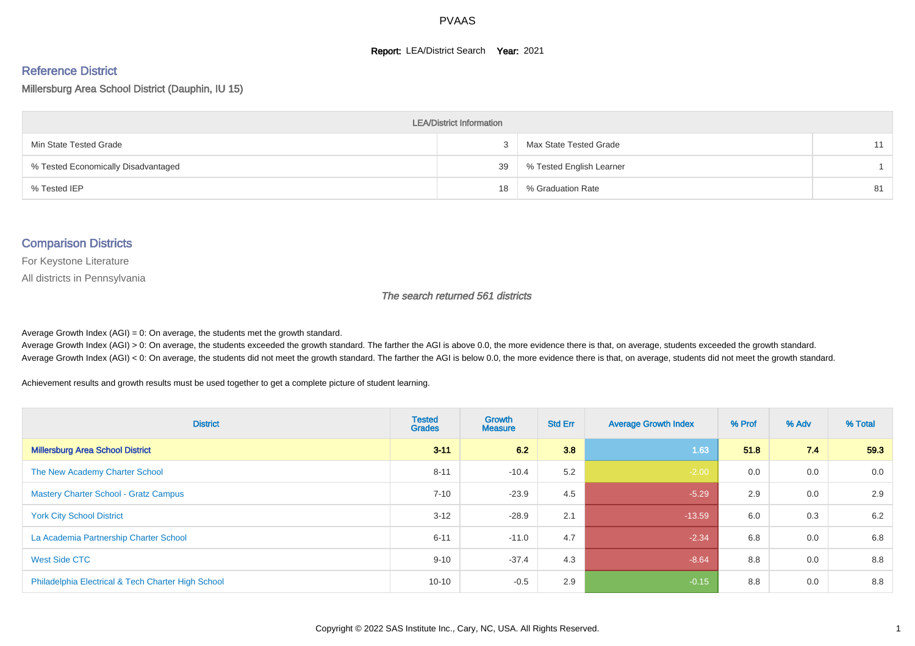# PVAAS

**Report:** LEA/District Search **Year:** 2021

## Reference District

Millersburg Area School District (Dauphin, IU 15)

| LEA/District Information | | | |
|---|---|---|---|
| Min State Tested Grade | 3 | Max State Tested Grade | 11 |
| % Tested Economically Disadvantaged | 39 | % Tested English Learner | 1 |
| % Tested IEP | 18 | % Graduation Rate | 81 |

## Comparison Districts

For Keystone Literature

All districts in Pennsylvania

*The search returned 561 districts*

Average Growth Index (AGI) = 0: On average, the students met the growth standard.
Average Growth Index (AGI) > 0: On average, the students exceeded the growth standard. The farther the AGI is above 0.0, the more evidence there is that, on average, students exceeded the growth standard.
Average Growth Index (AGI) < 0: On average, the students did not meet the growth standard. The farther the AGI is below 0.0, the more evidence there is that, on average, students did not meet the growth standard.

Achievement results and growth results must be used together to get a complete picture of student learning.

| District | Tested Grades | Growth Measure | Std Err | Average Growth Index | % Prof | % Adv | % Total |
|---|---|---|---|---|---|---|---|
| **Millersburg Area School District** | **3-11** | **6.2** | **3.8** | **1.63** | **51.8** | **7.4** | **59.3** |
| The New Academy Charter School | 8-11 | -10.4 | 5.2 | -2.00 | 0.0 | 0.0 | 0.0 |
| Mastery Charter School - Gratz Campus | 7-10 | -23.9 | 4.5 | -5.29 | 2.9 | 0.0 | 2.9 |
| York City School District | 3-12 | -28.9 | 2.1 | -13.59 | 6.0 | 0.3 | 6.2 |
| La Academia Partnership Charter School | 6-11 | -11.0 | 4.7 | -2.34 | 6.8 | 0.0 | 6.8 |
| West Side CTC | 9-10 | -37.4 | 4.3 | -8.64 | 8.8 | 0.0 | 8.8 |
| Philadelphia Electrical & Tech Charter High School | 10-10 | -0.5 | 2.9 | -0.15 | 8.8 | 0.0 | 8.8 |

Copyright © 2022 SAS Institute Inc., Cary, NC, USA. All Rights Reserved.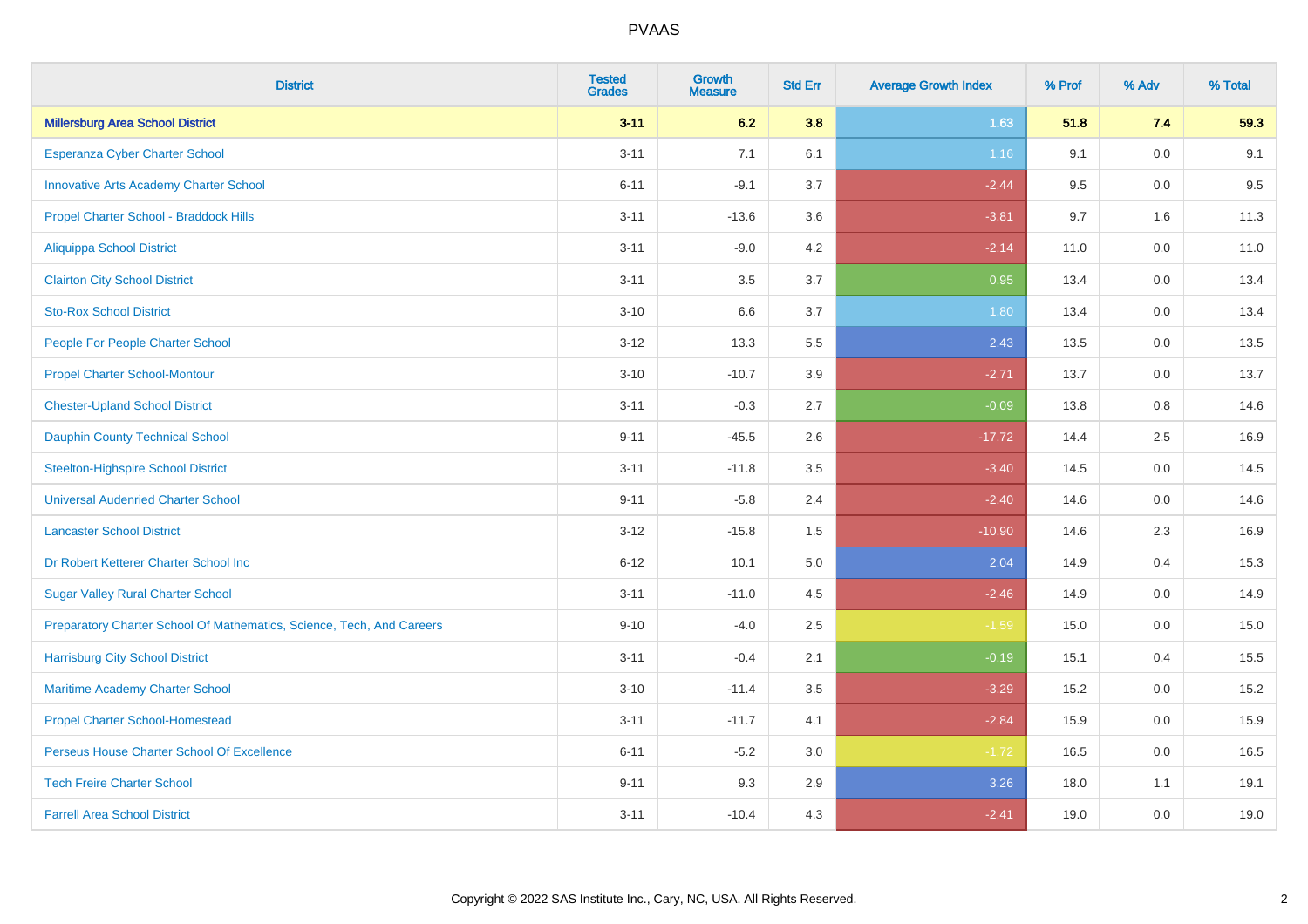| District | Tested Grades | Growth Measure | Std Err | Average Growth Index | % Prof | % Adv | % Total |
|---|---|---|---|---|---|---|---|
| **Millersburg Area School District** | **3-11** | **6.2** | **3.8** | **1.63** | **51.8** | **7.4** | **59.3** |
| Esperanza Cyber Charter School | 3-11 | 7.1 | 6.1 | 1.16 | 9.1 | 0.0 | 9.1 |
| Innovative Arts Academy Charter School | 6-11 | -9.1 | 3.7 | -2.44 | 9.5 | 0.0 | 9.5 |
| Propel Charter School - Braddock Hills | 3-11 | -13.6 | 3.6 | -3.81 | 9.7 | 1.6 | 11.3 |
| Aliquippa School District | 3-11 | -9.0 | 4.2 | -2.14 | 11.0 | 0.0 | 11.0 |
| Clairton City School District | 3-11 | 3.5 | 3.7 | 0.95 | 13.4 | 0.0 | 13.4 |
| Sto-Rox School District | 3-10 | 6.6 | 3.7 | 1.80 | 13.4 | 0.0 | 13.4 |
| People For People Charter School | 3-12 | 13.3 | 5.5 | 2.43 | 13.5 | 0.0 | 13.5 |
| Propel Charter School-Montour | 3-10 | -10.7 | 3.9 | -2.71 | 13.7 | 0.0 | 13.7 |
| Chester-Upland School District | 3-11 | -0.3 | 2.7 | -0.09 | 13.8 | 0.8 | 14.6 |
| Dauphin County Technical School | 9-11 | -45.5 | 2.6 | -17.72 | 14.4 | 2.5 | 16.9 |
| Steelton-Highspire School District | 3-11 | -11.8 | 3.5 | -3.40 | 14.5 | 0.0 | 14.5 |
| Universal Audenried Charter School | 9-11 | -5.8 | 2.4 | -2.40 | 14.6 | 0.0 | 14.6 |
| Lancaster School District | 3-12 | -15.8 | 1.5 | -10.90 | 14.6 | 2.3 | 16.9 |
| Dr Robert Ketterer Charter School Inc | 6-12 | 10.1 | 5.0 | 2.04 | 14.9 | 0.4 | 15.3 |
| Sugar Valley Rural Charter School | 3-11 | -11.0 | 4.5 | -2.46 | 14.9 | 0.0 | 14.9 |
| Preparatory Charter School Of Mathematics, Science, Tech, And Careers | 9-10 | -4.0 | 2.5 | -1.59 | 15.0 | 0.0 | 15.0 |
| Harrisburg City School District | 3-11 | -0.4 | 2.1 | -0.19 | 15.1 | 0.4 | 15.5 |
| Maritime Academy Charter School | 3-10 | -11.4 | 3.5 | -3.29 | 15.2 | 0.0 | 15.2 |
| Propel Charter School-Homestead | 3-11 | -11.7 | 4.1 | -2.84 | 15.9 | 0.0 | 15.9 |
| Perseus House Charter School Of Excellence | 6-11 | -5.2 | 3.0 | -1.72 | 16.5 | 0.0 | 16.5 |
| Tech Freire Charter School | 9-11 | 9.3 | 2.9 | 3.26 | 18.0 | 1.1 | 19.1 |
| Farrell Area School District | 3-11 | -10.4 | 4.3 | -2.41 | 19.0 | 0.0 | 19.0 |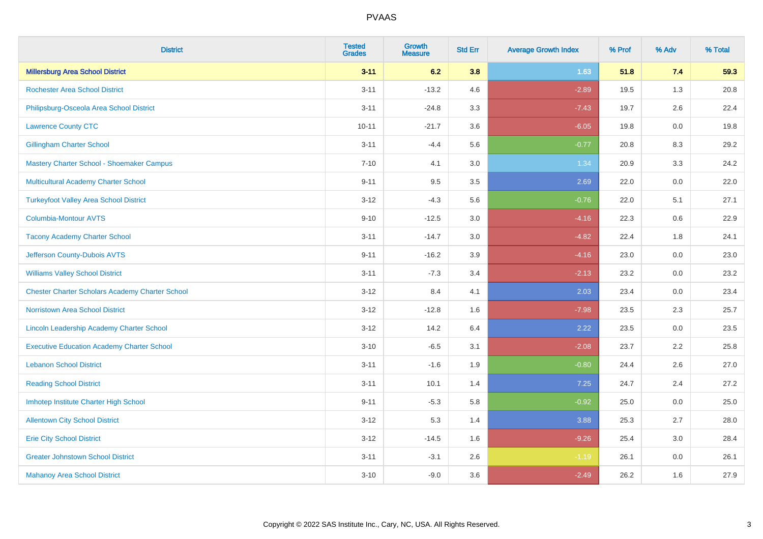# PVAAS

| District | Tested Grades | Growth Measure | Std Err | Average Growth Index | % Prof | % Adv | % Total |
|---|---|---|---|---|---|---|---|
| **Millersburg Area School District** | **3-11** | **6.2** | **3.8** | **1.63** | **51.8** | **7.4** | **59.3** |
| Rochester Area School District | 3-11 | -13.2 | 4.6 | -2.89 | 19.5 | 1.3 | 20.8 |
| Philipsburg-Osceola Area School District | 3-11 | -24.8 | 3.3 | -7.43 | 19.7 | 2.6 | 22.4 |
| Lawrence County CTC | 10-11 | -21.7 | 3.6 | -6.05 | 19.8 | 0.0 | 19.8 |
| Gillingham Charter School | 3-11 | -4.4 | 5.6 | -0.77 | 20.8 | 8.3 | 29.2 |
| Mastery Charter School - Shoemaker Campus | 7-10 | 4.1 | 3.0 | 1.34 | 20.9 | 3.3 | 24.2 |
| Multicultural Academy Charter School | 9-11 | 9.5 | 3.5 | 2.69 | 22.0 | 0.0 | 22.0 |
| Turkeyfoot Valley Area School District | 3-12 | -4.3 | 5.6 | -0.76 | 22.0 | 5.1 | 27.1 |
| Columbia-Montour AVTS | 9-10 | -12.5 | 3.0 | -4.16 | 22.3 | 0.6 | 22.9 |
| Tacony Academy Charter School | 3-11 | -14.7 | 3.0 | -4.82 | 22.4 | 1.8 | 24.1 |
| Jefferson County-Dubois AVTS | 9-11 | -16.2 | 3.9 | -4.16 | 23.0 | 0.0 | 23.0 |
| Williams Valley School District | 3-11 | -7.3 | 3.4 | -2.13 | 23.2 | 0.0 | 23.2 |
| Chester Charter Scholars Academy Charter School | 3-12 | 8.4 | 4.1 | 2.03 | 23.4 | 0.0 | 23.4 |
| Norristown Area School District | 3-12 | -12.8 | 1.6 | -7.98 | 23.5 | 2.3 | 25.7 |
| Lincoln Leadership Academy Charter School | 3-12 | 14.2 | 6.4 | 2.22 | 23.5 | 0.0 | 23.5 |
| Executive Education Academy Charter School | 3-10 | -6.5 | 3.1 | -2.08 | 23.7 | 2.2 | 25.8 |
| Lebanon School District | 3-11 | -1.6 | 1.9 | -0.80 | 24.4 | 2.6 | 27.0 |
| Reading School District | 3-11 | 10.1 | 1.4 | 7.25 | 24.7 | 2.4 | 27.2 |
| Imhotep Institute Charter High School | 9-11 | -5.3 | 5.8 | -0.92 | 25.0 | 0.0 | 25.0 |
| Allentown City School District | 3-12 | 5.3 | 1.4 | 3.88 | 25.3 | 2.7 | 28.0 |
| Erie City School District | 3-12 | -14.5 | 1.6 | -9.26 | 25.4 | 3.0 | 28.4 |
| Greater Johnstown School District | 3-11 | -3.1 | 2.6 | -1.19 | 26.1 | 0.0 | 26.1 |
| Mahanoy Area School District | 3-10 | -9.0 | 3.6 | -2.49 | 26.2 | 1.6 | 27.9 |

Copyright © 2022 SAS Institute Inc., Cary, NC, USA. All Rights Reserved.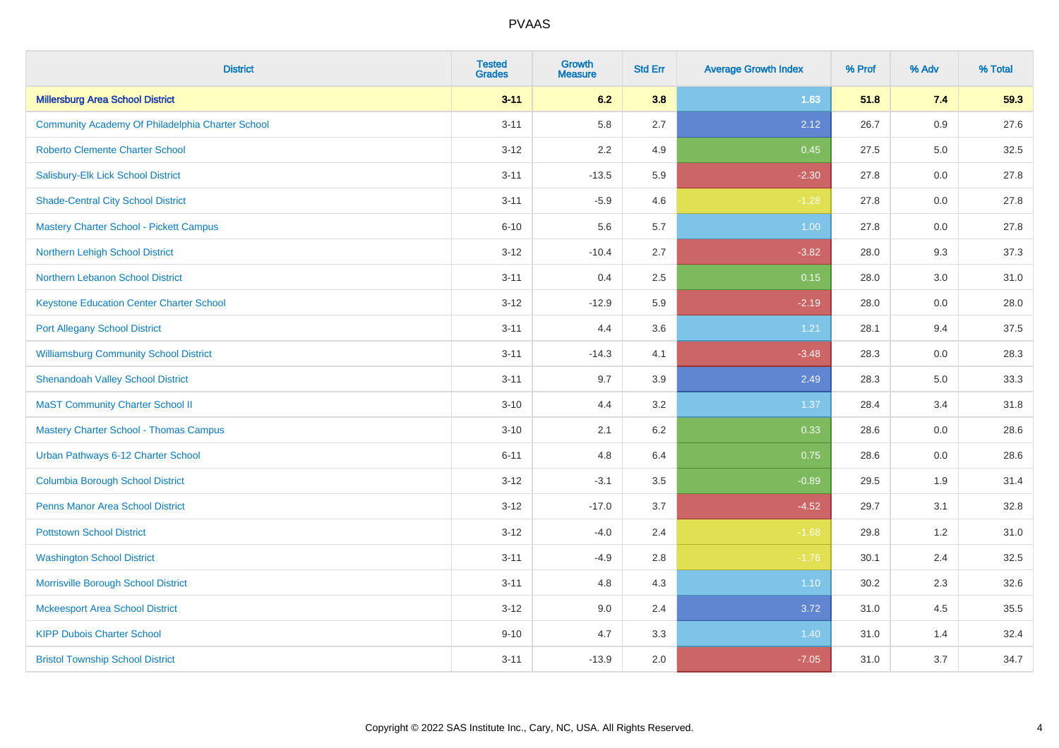# PVAAS

| District | Tested Grades | Growth Measure | Std Err | Average Growth Index | % Prof | % Adv | % Total |
|---|---|---|---|---|---|---|---|
| **Millersburg Area School District** | **3-11** | **6.2** | **3.8** | **1.63** | **51.8** | **7.4** | **59.3** |
| Community Academy Of Philadelphia Charter School | 3-11 | 5.8 | 2.7 | 2.12 | 26.7 | 0.9 | 27.6 |
| Roberto Clemente Charter School | 3-12 | 2.2 | 4.9 | 0.45 | 27.5 | 5.0 | 32.5 |
| Salisbury-Elk Lick School District | 3-11 | -13.5 | 5.9 | -2.30 | 27.8 | 0.0 | 27.8 |
| Shade-Central City School District | 3-11 | -5.9 | 4.6 | -1.28 | 27.8 | 0.0 | 27.8 |
| Mastery Charter School - Pickett Campus | 6-10 | 5.6 | 5.7 | 1.00 | 27.8 | 0.0 | 27.8 |
| Northern Lehigh School District | 3-12 | -10.4 | 2.7 | -3.82 | 28.0 | 9.3 | 37.3 |
| Northern Lebanon School District | 3-11 | 0.4 | 2.5 | 0.15 | 28.0 | 3.0 | 31.0 |
| Keystone Education Center Charter School | 3-12 | -12.9 | 5.9 | -2.19 | 28.0 | 0.0 | 28.0 |
| Port Allegany School District | 3-11 | 4.4 | 3.6 | 1.21 | 28.1 | 9.4 | 37.5 |
| Williamsburg Community School District | 3-11 | -14.3 | 4.1 | -3.48 | 28.3 | 0.0 | 28.3 |
| Shenandoah Valley School District | 3-11 | 9.7 | 3.9 | 2.49 | 28.3 | 5.0 | 33.3 |
| MaST Community Charter School II | 3-10 | 4.4 | 3.2 | 1.37 | 28.4 | 3.4 | 31.8 |
| Mastery Charter School - Thomas Campus | 3-10 | 2.1 | 6.2 | 0.33 | 28.6 | 0.0 | 28.6 |
| Urban Pathways 6-12 Charter School | 6-11 | 4.8 | 6.4 | 0.75 | 28.6 | 0.0 | 28.6 |
| Columbia Borough School District | 3-12 | -3.1 | 3.5 | -0.89 | 29.5 | 1.9 | 31.4 |
| Penns Manor Area School District | 3-12 | -17.0 | 3.7 | -4.52 | 29.7 | 3.1 | 32.8 |
| Pottstown School District | 3-12 | -4.0 | 2.4 | -1.68 | 29.8 | 1.2 | 31.0 |
| Washington School District | 3-11 | -4.9 | 2.8 | -1.76 | 30.1 | 2.4 | 32.5 |
| Morrisville Borough School District | 3-11 | 4.8 | 4.3 | 1.10 | 30.2 | 2.3 | 32.6 |
| Mckeesport Area School District | 3-12 | 9.0 | 2.4 | 3.72 | 31.0 | 4.5 | 35.5 |
| KIPP Dubois Charter School | 9-10 | 4.7 | 3.3 | 1.40 | 31.0 | 1.4 | 32.4 |
| Bristol Township School District | 3-11 | -13.9 | 2.0 | -7.05 | 31.0 | 3.7 | 34.7 |

Copyright © 2022 SAS Institute Inc., Cary, NC, USA. All Rights Reserved.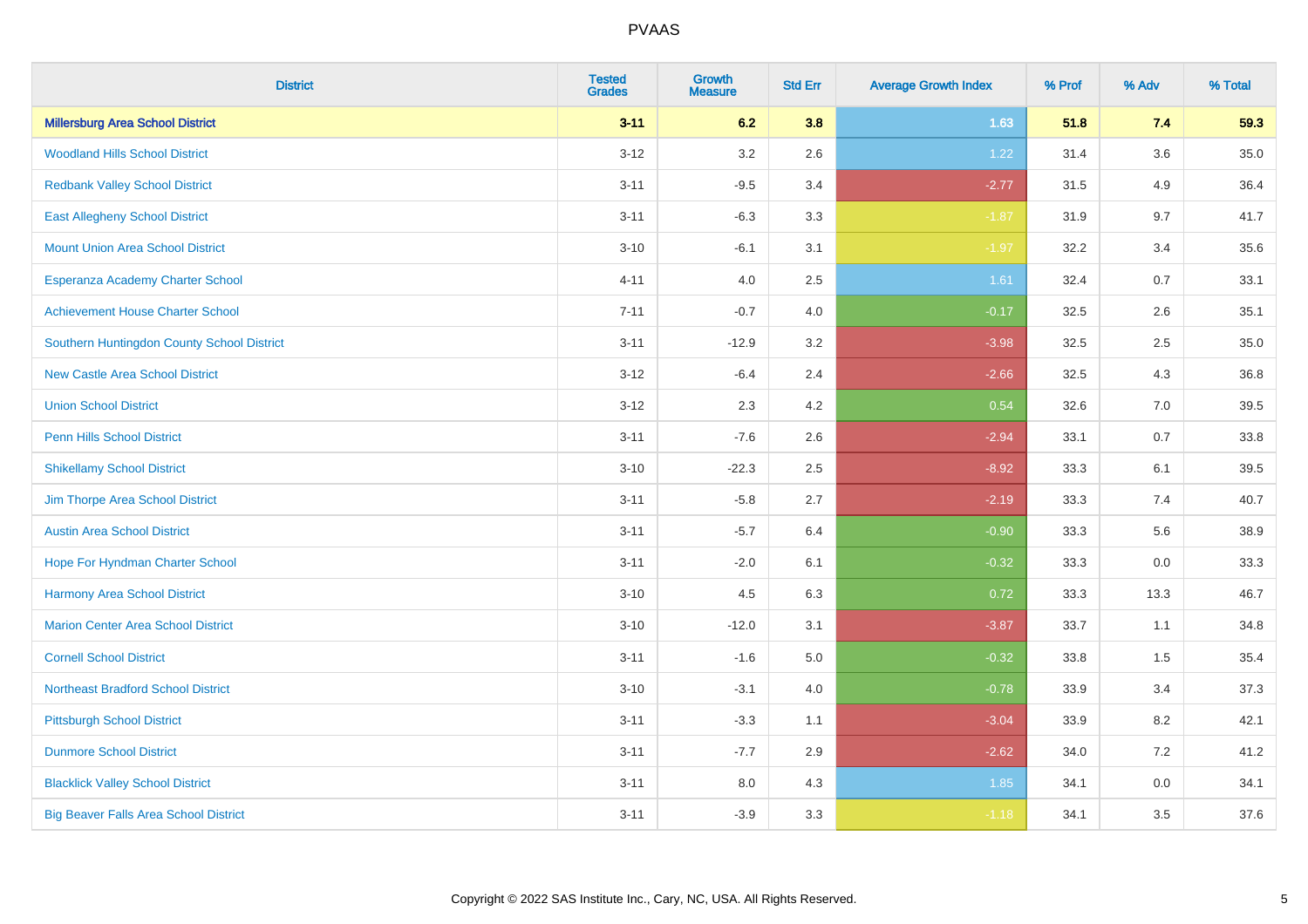# PVAAS

| District | Tested Grades | Growth Measure | Std Err | Average Growth Index | % Prof | % Adv | % Total |
|---|---|---|---|---|---|---|---|
| **Millersburg Area School District** | **3-11** | **6.2** | **3.8** | **1.63** | **51.8** | **7.4** | **59.3** |
| Woodland Hills School District | 3-12 | 3.2 | 2.6 | 1.22 | 31.4 | 3.6 | 35.0 |
| Redbank Valley School District | 3-11 | -9.5 | 3.4 | -2.77 | 31.5 | 4.9 | 36.4 |
| East Allegheny School District | 3-11 | -6.3 | 3.3 | -1.87 | 31.9 | 9.7 | 41.7 |
| Mount Union Area School District | 3-10 | -6.1 | 3.1 | -1.97 | 32.2 | 3.4 | 35.6 |
| Esperanza Academy Charter School | 4-11 | 4.0 | 2.5 | 1.61 | 32.4 | 0.7 | 33.1 |
| Achievement House Charter School | 7-11 | -0.7 | 4.0 | -0.17 | 32.5 | 2.6 | 35.1 |
| Southern Huntingdon County School District | 3-11 | -12.9 | 3.2 | -3.98 | 32.5 | 2.5 | 35.0 |
| New Castle Area School District | 3-12 | -6.4 | 2.4 | -2.66 | 32.5 | 4.3 | 36.8 |
| Union School District | 3-12 | 2.3 | 4.2 | 0.54 | 32.6 | 7.0 | 39.5 |
| Penn Hills School District | 3-11 | -7.6 | 2.6 | -2.94 | 33.1 | 0.7 | 33.8 |
| Shikellamy School District | 3-10 | -22.3 | 2.5 | -8.92 | 33.3 | 6.1 | 39.5 |
| Jim Thorpe Area School District | 3-11 | -5.8 | 2.7 | -2.19 | 33.3 | 7.4 | 40.7 |
| Austin Area School District | 3-11 | -5.7 | 6.4 | -0.90 | 33.3 | 5.6 | 38.9 |
| Hope For Hyndman Charter School | 3-11 | -2.0 | 6.1 | -0.32 | 33.3 | 0.0 | 33.3 |
| Harmony Area School District | 3-10 | 4.5 | 6.3 | 0.72 | 33.3 | 13.3 | 46.7 |
| Marion Center Area School District | 3-10 | -12.0 | 3.1 | -3.87 | 33.7 | 1.1 | 34.8 |
| Cornell School District | 3-11 | -1.6 | 5.0 | -0.32 | 33.8 | 1.5 | 35.4 |
| Northeast Bradford School District | 3-10 | -3.1 | 4.0 | -0.78 | 33.9 | 3.4 | 37.3 |
| Pittsburgh School District | 3-11 | -3.3 | 1.1 | -3.04 | 33.9 | 8.2 | 42.1 |
| Dunmore School District | 3-11 | -7.7 | 2.9 | -2.62 | 34.0 | 7.2 | 41.2 |
| Blacklick Valley School District | 3-11 | 8.0 | 4.3 | 1.85 | 34.1 | 0.0 | 34.1 |
| Big Beaver Falls Area School District | 3-11 | -3.9 | 3.3 | -1.18 | 34.1 | 3.5 | 37.6 |

Copyright © 2022 SAS Institute Inc., Cary, NC, USA. All Rights Reserved.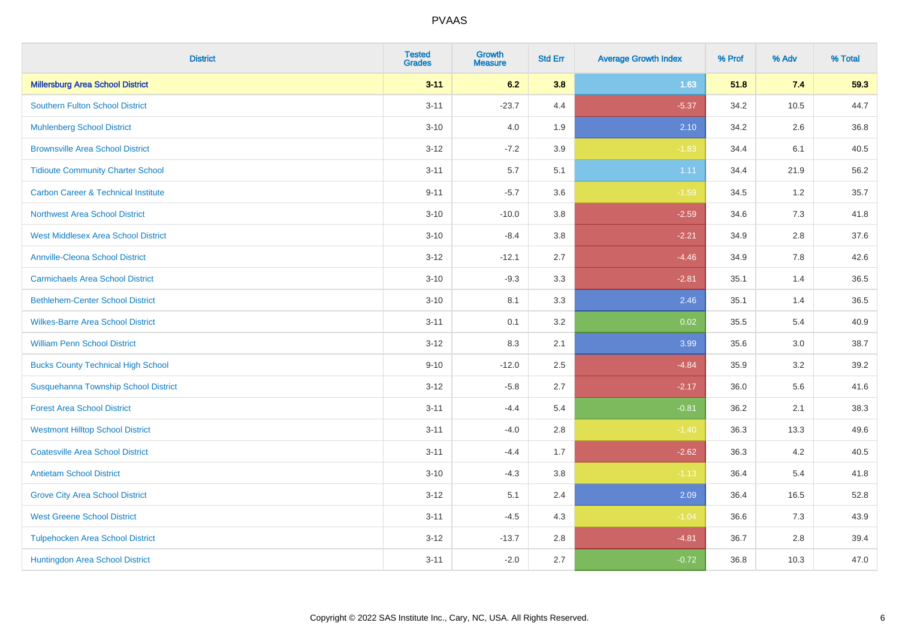# PVAAS

| District | Tested Grades | Growth Measure | Std Err | Average Growth Index | % Prof | % Adv | % Total |
|---|---|---|---|---|---|---|---|
| **Millersburg Area School District** | **3-11** | **6.2** | **3.8** | **1.63** | **51.8** | **7.4** | **59.3** |
| Southern Fulton School District | 3-11 | -23.7 | 4.4 | -5.37 | 34.2 | 10.5 | 44.7 |
| Muhlenberg School District | 3-10 | 4.0 | 1.9 | 2.10 | 34.2 | 2.6 | 36.8 |
| Brownsville Area School District | 3-12 | -7.2 | 3.9 | -1.83 | 34.4 | 6.1 | 40.5 |
| Tidioute Community Charter School | 3-11 | 5.7 | 5.1 | 1.11 | 34.4 | 21.9 | 56.2 |
| Carbon Career & Technical Institute | 9-11 | -5.7 | 3.6 | -1.59 | 34.5 | 1.2 | 35.7 |
| Northwest Area School District | 3-10 | -10.0 | 3.8 | -2.59 | 34.6 | 7.3 | 41.8 |
| West Middlesex Area School District | 3-10 | -8.4 | 3.8 | -2.21 | 34.9 | 2.8 | 37.6 |
| Annville-Cleona School District | 3-12 | -12.1 | 2.7 | -4.46 | 34.9 | 7.8 | 42.6 |
| Carmichaels Area School District | 3-10 | -9.3 | 3.3 | -2.81 | 35.1 | 1.4 | 36.5 |
| Bethlehem-Center School District | 3-10 | 8.1 | 3.3 | 2.46 | 35.1 | 1.4 | 36.5 |
| Wilkes-Barre Area School District | 3-11 | 0.1 | 3.2 | 0.02 | 35.5 | 5.4 | 40.9 |
| William Penn School District | 3-12 | 8.3 | 2.1 | 3.99 | 35.6 | 3.0 | 38.7 |
| Bucks County Technical High School | 9-10 | -12.0 | 2.5 | -4.84 | 35.9 | 3.2 | 39.2 |
| Susquehanna Township School District | 3-12 | -5.8 | 2.7 | -2.17 | 36.0 | 5.6 | 41.6 |
| Forest Area School District | 3-11 | -4.4 | 5.4 | -0.81 | 36.2 | 2.1 | 38.3 |
| Westmont Hilltop School District | 3-11 | -4.0 | 2.8 | -1.40 | 36.3 | 13.3 | 49.6 |
| Coatesville Area School District | 3-11 | -4.4 | 1.7 | -2.62 | 36.3 | 4.2 | 40.5 |
| Antietam School District | 3-10 | -4.3 | 3.8 | -1.13 | 36.4 | 5.4 | 41.8 |
| Grove City Area School District | 3-12 | 5.1 | 2.4 | 2.09 | 36.4 | 16.5 | 52.8 |
| West Greene School District | 3-11 | -4.5 | 4.3 | -1.04 | 36.6 | 7.3 | 43.9 |
| Tulpehocken Area School District | 3-12 | -13.7 | 2.8 | -4.81 | 36.7 | 2.8 | 39.4 |
| Huntingdon Area School District | 3-11 | -2.0 | 2.7 | -0.72 | 36.8 | 10.3 | 47.0 |

Copyright © 2022 SAS Institute Inc., Cary, NC, USA. All Rights Reserved.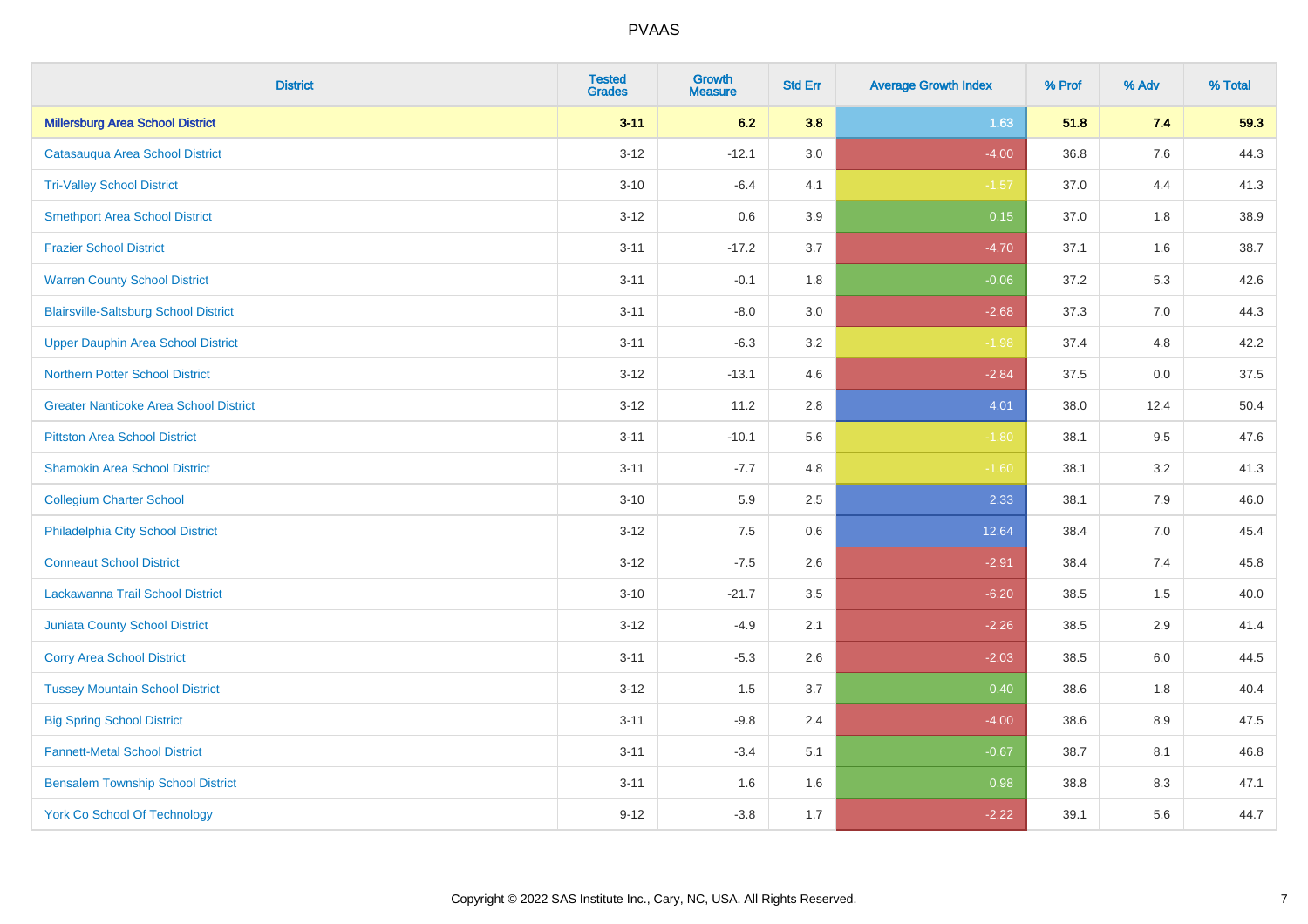| District | Tested Grades | Growth Measure | Std Err | Average Growth Index | % Prof | % Adv | % Total |
|---|---|---|---|---|---|---|---|
| **Millersburg Area School District** | **3-11** | **6.2** | **3.8** | **1.63** | **51.8** | **7.4** | **59.3** |
| Catasauqua Area School District | 3-12 | -12.1 | 3.0 | -4.00 | 36.8 | 7.6 | 44.3 |
| Tri-Valley School District | 3-10 | -6.4 | 4.1 | -1.57 | 37.0 | 4.4 | 41.3 |
| Smethport Area School District | 3-12 | 0.6 | 3.9 | 0.15 | 37.0 | 1.8 | 38.9 |
| Frazier School District | 3-11 | -17.2 | 3.7 | -4.70 | 37.1 | 1.6 | 38.7 |
| Warren County School District | 3-11 | -0.1 | 1.8 | -0.06 | 37.2 | 5.3 | 42.6 |
| Blairsville-Saltsburg School District | 3-11 | -8.0 | 3.0 | -2.68 | 37.3 | 7.0 | 44.3 |
| Upper Dauphin Area School District | 3-11 | -6.3 | 3.2 | -1.98 | 37.4 | 4.8 | 42.2 |
| Northern Potter School District | 3-12 | -13.1 | 4.6 | -2.84 | 37.5 | 0.0 | 37.5 |
| Greater Nanticoke Area School District | 3-12 | 11.2 | 2.8 | 4.01 | 38.0 | 12.4 | 50.4 |
| Pittston Area School District | 3-11 | -10.1 | 5.6 | -1.80 | 38.1 | 9.5 | 47.6 |
| Shamokin Area School District | 3-11 | -7.7 | 4.8 | -1.60 | 38.1 | 3.2 | 41.3 |
| Collegium Charter School | 3-10 | 5.9 | 2.5 | 2.33 | 38.1 | 7.9 | 46.0 |
| Philadelphia City School District | 3-12 | 7.5 | 0.6 | 12.64 | 38.4 | 7.0 | 45.4 |
| Conneaut School District | 3-12 | -7.5 | 2.6 | -2.91 | 38.4 | 7.4 | 45.8 |
| Lackawanna Trail School District | 3-10 | -21.7 | 3.5 | -6.20 | 38.5 | 1.5 | 40.0 |
| Juniata County School District | 3-12 | -4.9 | 2.1 | -2.26 | 38.5 | 2.9 | 41.4 |
| Corry Area School District | 3-11 | -5.3 | 2.6 | -2.03 | 38.5 | 6.0 | 44.5 |
| Tussey Mountain School District | 3-12 | 1.5 | 3.7 | 0.40 | 38.6 | 1.8 | 40.4 |
| Big Spring School District | 3-11 | -9.8 | 2.4 | -4.00 | 38.6 | 8.9 | 47.5 |
| Fannett-Metal School District | 3-11 | -3.4 | 5.1 | -0.67 | 38.7 | 8.1 | 46.8 |
| Bensalem Township School District | 3-11 | 1.6 | 1.6 | 0.98 | 38.8 | 8.3 | 47.1 |
| York Co School Of Technology | 9-12 | -3.8 | 1.7 | -2.22 | 39.1 | 5.6 | 44.7 |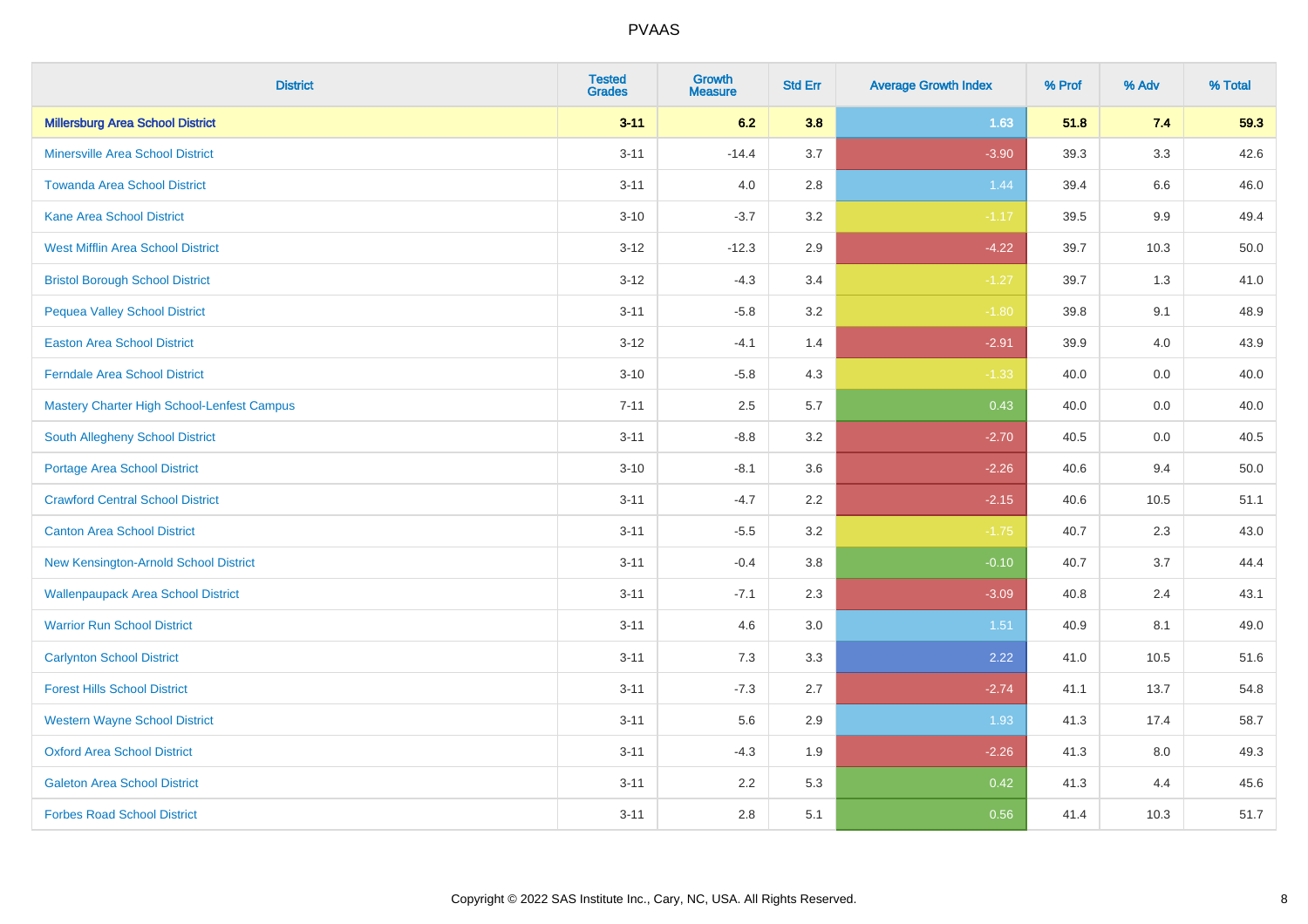| District | Tested Grades | Growth Measure | Std Err | Average Growth Index | % Prof | % Adv | % Total |
|---|---|---|---|---|---|---|---|
| **Millersburg Area School District** | **3-11** | **6.2** | **3.8** | **1.63** | **51.8** | **7.4** | **59.3** |
| Minersville Area School District | 3-11 | -14.4 | 3.7 | -3.90 | 39.3 | 3.3 | 42.6 |
| Towanda Area School District | 3-11 | 4.0 | 2.8 | 1.44 | 39.4 | 6.6 | 46.0 |
| Kane Area School District | 3-10 | -3.7 | 3.2 | -1.17 | 39.5 | 9.9 | 49.4 |
| West Mifflin Area School District | 3-12 | -12.3 | 2.9 | -4.22 | 39.7 | 10.3 | 50.0 |
| Bristol Borough School District | 3-12 | -4.3 | 3.4 | -1.27 | 39.7 | 1.3 | 41.0 |
| Pequea Valley School District | 3-11 | -5.8 | 3.2 | -1.80 | 39.8 | 9.1 | 48.9 |
| Easton Area School District | 3-12 | -4.1 | 1.4 | -2.91 | 39.9 | 4.0 | 43.9 |
| Ferndale Area School District | 3-10 | -5.8 | 4.3 | -1.33 | 40.0 | 0.0 | 40.0 |
| Mastery Charter High School-Lenfest Campus | 7-11 | 2.5 | 5.7 | 0.43 | 40.0 | 0.0 | 40.0 |
| South Allegheny School District | 3-11 | -8.8 | 3.2 | -2.70 | 40.5 | 0.0 | 40.5 |
| Portage Area School District | 3-10 | -8.1 | 3.6 | -2.26 | 40.6 | 9.4 | 50.0 |
| Crawford Central School District | 3-11 | -4.7 | 2.2 | -2.15 | 40.6 | 10.5 | 51.1 |
| Canton Area School District | 3-11 | -5.5 | 3.2 | -1.75 | 40.7 | 2.3 | 43.0 |
| New Kensington-Arnold School District | 3-11 | -0.4 | 3.8 | -0.10 | 40.7 | 3.7 | 44.4 |
| Wallenpaupack Area School District | 3-11 | -7.1 | 2.3 | -3.09 | 40.8 | 2.4 | 43.1 |
| Warrior Run School District | 3-11 | 4.6 | 3.0 | 1.51 | 40.9 | 8.1 | 49.0 |
| Carlynton School District | 3-11 | 7.3 | 3.3 | 2.22 | 41.0 | 10.5 | 51.6 |
| Forest Hills School District | 3-11 | -7.3 | 2.7 | -2.74 | 41.1 | 13.7 | 54.8 |
| Western Wayne School District | 3-11 | 5.6 | 2.9 | 1.93 | 41.3 | 17.4 | 58.7 |
| Oxford Area School District | 3-11 | -4.3 | 1.9 | -2.26 | 41.3 | 8.0 | 49.3 |
| Galeton Area School District | 3-11 | 2.2 | 5.3 | 0.42 | 41.3 | 4.4 | 45.6 |
| Forbes Road School District | 3-11 | 2.8 | 5.1 | 0.56 | 41.4 | 10.3 | 51.7 |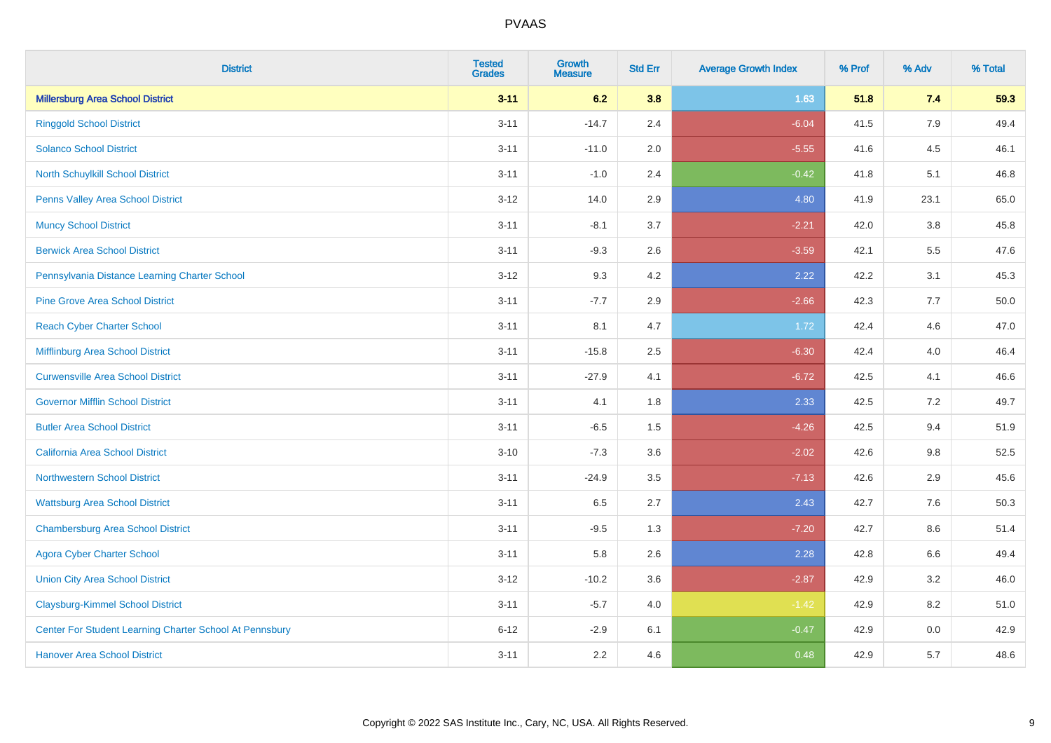# PVAAS

| District | Tested Grades | Growth Measure | Std Err | Average Growth Index | % Prof | % Adv | % Total |
|---|---|---|---|---|---|---|---|
| **Millersburg Area School District** | **3-11** | **6.2** | **3.8** | **1.63** | **51.8** | **7.4** | **59.3** |
| Ringgold School District | 3-11 | -14.7 | 2.4 | -6.04 | 41.5 | 7.9 | 49.4 |
| Solanco School District | 3-11 | -11.0 | 2.0 | -5.55 | 41.6 | 4.5 | 46.1 |
| North Schuylkill School District | 3-11 | -1.0 | 2.4 | -0.42 | 41.8 | 5.1 | 46.8 |
| Penns Valley Area School District | 3-12 | 14.0 | 2.9 | 4.80 | 41.9 | 23.1 | 65.0 |
| Muncy School District | 3-11 | -8.1 | 3.7 | -2.21 | 42.0 | 3.8 | 45.8 |
| Berwick Area School District | 3-11 | -9.3 | 2.6 | -3.59 | 42.1 | 5.5 | 47.6 |
| Pennsylvania Distance Learning Charter School | 3-12 | 9.3 | 4.2 | 2.22 | 42.2 | 3.1 | 45.3 |
| Pine Grove Area School District | 3-11 | -7.7 | 2.9 | -2.66 | 42.3 | 7.7 | 50.0 |
| Reach Cyber Charter School | 3-11 | 8.1 | 4.7 | 1.72 | 42.4 | 4.6 | 47.0 |
| Mifflinburg Area School District | 3-11 | -15.8 | 2.5 | -6.30 | 42.4 | 4.0 | 46.4 |
| Curwensville Area School District | 3-11 | -27.9 | 4.1 | -6.72 | 42.5 | 4.1 | 46.6 |
| Governor Mifflin School District | 3-11 | 4.1 | 1.8 | 2.33 | 42.5 | 7.2 | 49.7 |
| Butler Area School District | 3-11 | -6.5 | 1.5 | -4.26 | 42.5 | 9.4 | 51.9 |
| California Area School District | 3-10 | -7.3 | 3.6 | -2.02 | 42.6 | 9.8 | 52.5 |
| Northwestern School District | 3-11 | -24.9 | 3.5 | -7.13 | 42.6 | 2.9 | 45.6 |
| Wattsburg Area School District | 3-11 | 6.5 | 2.7 | 2.43 | 42.7 | 7.6 | 50.3 |
| Chambersburg Area School District | 3-11 | -9.5 | 1.3 | -7.20 | 42.7 | 8.6 | 51.4 |
| Agora Cyber Charter School | 3-11 | 5.8 | 2.6 | 2.28 | 42.8 | 6.6 | 49.4 |
| Union City Area School District | 3-12 | -10.2 | 3.6 | -2.87 | 42.9 | 3.2 | 46.0 |
| Claysburg-Kimmel School District | 3-11 | -5.7 | 4.0 | -1.42 | 42.9 | 8.2 | 51.0 |
| Center For Student Learning Charter School At Pennsbury | 6-12 | -2.9 | 6.1 | -0.47 | 42.9 | 0.0 | 42.9 |
| Hanover Area School District | 3-11 | 2.2 | 4.6 | 0.48 | 42.9 | 5.7 | 48.6 |

Copyright © 2022 SAS Institute Inc., Cary, NC, USA. All Rights Reserved.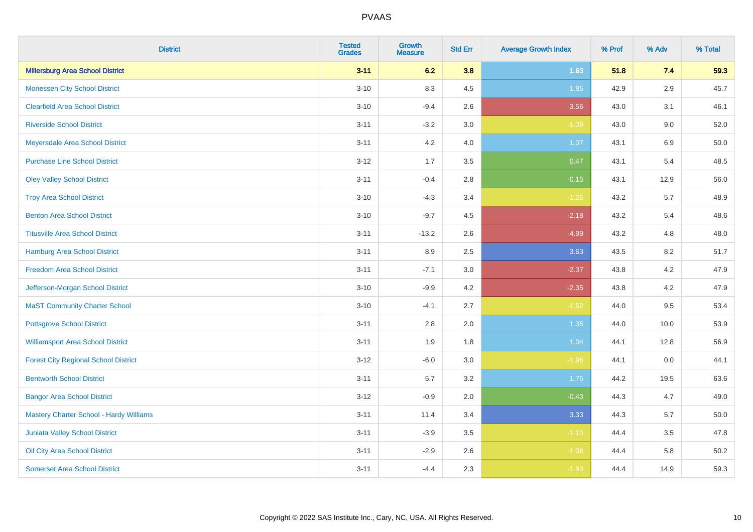| District | Tested Grades | Growth Measure | Std Err | Average Growth Index | % Prof | % Adv | % Total |
|---|---|---|---|---|---|---|---|
| **Millersburg Area School District** | **3-11** | **6.2** | **3.8** | **1.63** | **51.8** | **7.4** | **59.3** |
| Monessen City School District | 3-10 | 8.3 | 4.5 | 1.85 | 42.9 | 2.9 | 45.7 |
| Clearfield Area School District | 3-10 | -9.4 | 2.6 | -3.56 | 43.0 | 3.1 | 46.1 |
| Riverside School District | 3-11 | -3.2 | 3.0 | -1.09 | 43.0 | 9.0 | 52.0 |
| Meyersdale Area School District | 3-11 | 4.2 | 4.0 | 1.07 | 43.1 | 6.9 | 50.0 |
| Purchase Line School District | 3-12 | 1.7 | 3.5 | 0.47 | 43.1 | 5.4 | 48.5 |
| Oley Valley School District | 3-11 | -0.4 | 2.8 | -0.15 | 43.1 | 12.9 | 56.0 |
| Troy Area School District | 3-10 | -4.3 | 3.4 | -1.26 | 43.2 | 5.7 | 48.9 |
| Benton Area School District | 3-10 | -9.7 | 4.5 | -2.18 | 43.2 | 5.4 | 48.6 |
| Titusville Area School District | 3-11 | -13.2 | 2.6 | -4.99 | 43.2 | 4.8 | 48.0 |
| Hamburg Area School District | 3-11 | 8.9 | 2.5 | 3.63 | 43.5 | 8.2 | 51.7 |
| Freedom Area School District | 3-11 | -7.1 | 3.0 | -2.37 | 43.8 | 4.2 | 47.9 |
| Jefferson-Morgan School District | 3-10 | -9.9 | 4.2 | -2.35 | 43.8 | 4.2 | 47.9 |
| MaST Community Charter School | 3-10 | -4.1 | 2.7 | -1.52 | 44.0 | 9.5 | 53.4 |
| Pottsgrove School District | 3-11 | 2.8 | 2.0 | 1.35 | 44.0 | 10.0 | 53.9 |
| Williamsport Area School District | 3-11 | 1.9 | 1.8 | 1.04 | 44.1 | 12.8 | 56.9 |
| Forest City Regional School District | 3-12 | -6.0 | 3.0 | -1.96 | 44.1 | 0.0 | 44.1 |
| Bentworth School District | 3-11 | 5.7 | 3.2 | 1.75 | 44.2 | 19.5 | 63.6 |
| Bangor Area School District | 3-12 | -0.9 | 2.0 | -0.43 | 44.3 | 4.7 | 49.0 |
| Mastery Charter School - Hardy Williams | 3-11 | 11.4 | 3.4 | 3.33 | 44.3 | 5.7 | 50.0 |
| Juniata Valley School District | 3-11 | -3.9 | 3.5 | -1.10 | 44.4 | 3.5 | 47.8 |
| Oil City Area School District | 3-11 | -2.9 | 2.6 | -1.08 | 44.4 | 5.8 | 50.2 |
| Somerset Area School District | 3-11 | -4.4 | 2.3 | -1.93 | 44.4 | 14.9 | 59.3 |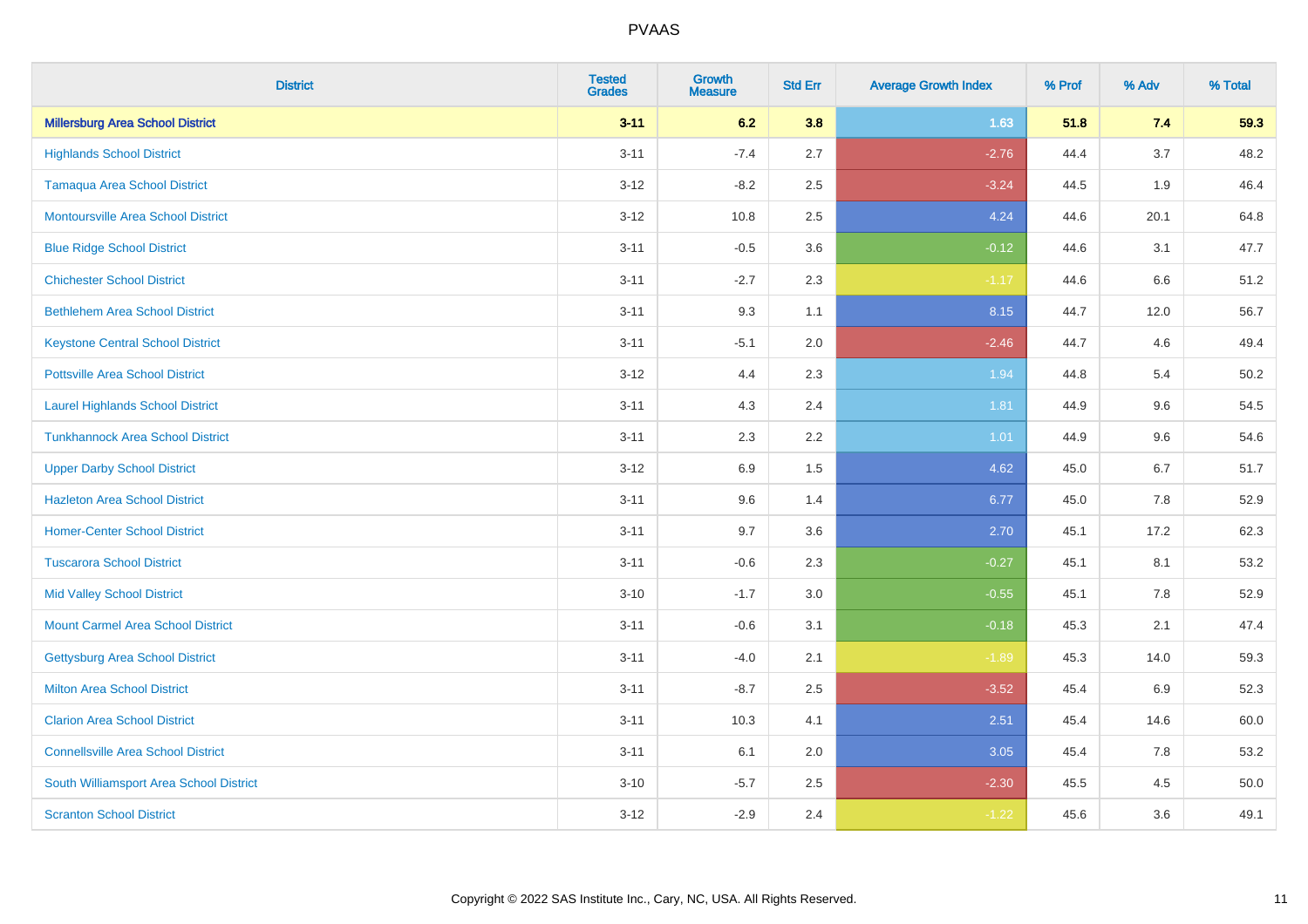# PVAAS

| District | Tested Grades | Growth Measure | Std Err | Average Growth Index | % Prof | % Adv | % Total |
|---|---|---|---|---|---|---|---|
| **Millersburg Area School District** | **3-11** | **6.2** | **3.8** | **1.63** | **51.8** | **7.4** | **59.3** |
| Highlands School District | 3-11 | -7.4 | 2.7 | -2.76 | 44.4 | 3.7 | 48.2 |
| Tamaqua Area School District | 3-12 | -8.2 | 2.5 | -3.24 | 44.5 | 1.9 | 46.4 |
| Montoursville Area School District | 3-12 | 10.8 | 2.5 | 4.24 | 44.6 | 20.1 | 64.8 |
| Blue Ridge School District | 3-11 | -0.5 | 3.6 | -0.12 | 44.6 | 3.1 | 47.7 |
| Chichester School District | 3-11 | -2.7 | 2.3 | -1.17 | 44.6 | 6.6 | 51.2 |
| Bethlehem Area School District | 3-11 | 9.3 | 1.1 | 8.15 | 44.7 | 12.0 | 56.7 |
| Keystone Central School District | 3-11 | -5.1 | 2.0 | -2.46 | 44.7 | 4.6 | 49.4 |
| Pottsville Area School District | 3-12 | 4.4 | 2.3 | 1.94 | 44.8 | 5.4 | 50.2 |
| Laurel Highlands School District | 3-11 | 4.3 | 2.4 | 1.81 | 44.9 | 9.6 | 54.5 |
| Tunkhannock Area School District | 3-11 | 2.3 | 2.2 | 1.01 | 44.9 | 9.6 | 54.6 |
| Upper Darby School District | 3-12 | 6.9 | 1.5 | 4.62 | 45.0 | 6.7 | 51.7 |
| Hazleton Area School District | 3-11 | 9.6 | 1.4 | 6.77 | 45.0 | 7.8 | 52.9 |
| Homer-Center School District | 3-11 | 9.7 | 3.6 | 2.70 | 45.1 | 17.2 | 62.3 |
| Tuscarora School District | 3-11 | -0.6 | 2.3 | -0.27 | 45.1 | 8.1 | 53.2 |
| Mid Valley School District | 3-10 | -1.7 | 3.0 | -0.55 | 45.1 | 7.8 | 52.9 |
| Mount Carmel Area School District | 3-11 | -0.6 | 3.1 | -0.18 | 45.3 | 2.1 | 47.4 |
| Gettysburg Area School District | 3-11 | -4.0 | 2.1 | -1.89 | 45.3 | 14.0 | 59.3 |
| Milton Area School District | 3-11 | -8.7 | 2.5 | -3.52 | 45.4 | 6.9 | 52.3 |
| Clarion Area School District | 3-11 | 10.3 | 4.1 | 2.51 | 45.4 | 14.6 | 60.0 |
| Connellsville Area School District | 3-11 | 6.1 | 2.0 | 3.05 | 45.4 | 7.8 | 53.2 |
| South Williamsport Area School District | 3-10 | -5.7 | 2.5 | -2.30 | 45.5 | 4.5 | 50.0 |
| Scranton School District | 3-12 | -2.9 | 2.4 | -1.22 | 45.6 | 3.6 | 49.1 |

Copyright © 2022 SAS Institute Inc., Cary, NC, USA. All Rights Reserved.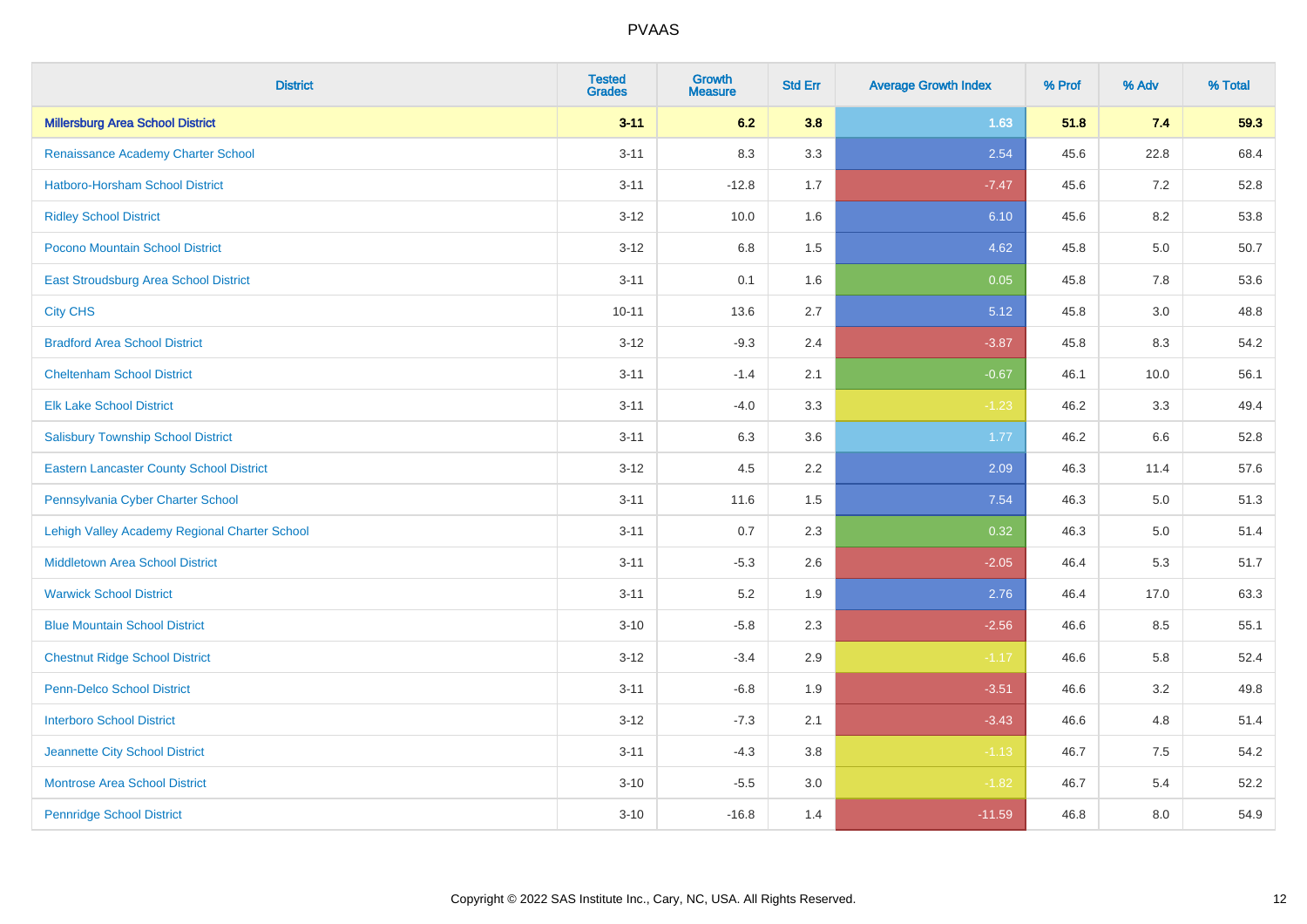| District | Tested Grades | Growth Measure | Std Err | Average Growth Index | % Prof | % Adv | % Total |
|---|---|---|---|---|---|---|---|
| **Millersburg Area School District** | **3-11** | **6.2** | **3.8** | **1.63** | **51.8** | **7.4** | **59.3** |
| Renaissance Academy Charter School | 3-11 | 8.3 | 3.3 | 2.54 | 45.6 | 22.8 | 68.4 |
| Hatboro-Horsham School District | 3-11 | -12.8 | 1.7 | -7.47 | 45.6 | 7.2 | 52.8 |
| Ridley School District | 3-12 | 10.0 | 1.6 | 6.10 | 45.6 | 8.2 | 53.8 |
| Pocono Mountain School District | 3-12 | 6.8 | 1.5 | 4.62 | 45.8 | 5.0 | 50.7 |
| East Stroudsburg Area School District | 3-11 | 0.1 | 1.6 | 0.05 | 45.8 | 7.8 | 53.6 |
| City CHS | 10-11 | 13.6 | 2.7 | 5.12 | 45.8 | 3.0 | 48.8 |
| Bradford Area School District | 3-12 | -9.3 | 2.4 | -3.87 | 45.8 | 8.3 | 54.2 |
| Cheltenham School District | 3-11 | -1.4 | 2.1 | -0.67 | 46.1 | 10.0 | 56.1 |
| Elk Lake School District | 3-11 | -4.0 | 3.3 | -1.23 | 46.2 | 3.3 | 49.4 |
| Salisbury Township School District | 3-11 | 6.3 | 3.6 | 1.77 | 46.2 | 6.6 | 52.8 |
| Eastern Lancaster County School District | 3-12 | 4.5 | 2.2 | 2.09 | 46.3 | 11.4 | 57.6 |
| Pennsylvania Cyber Charter School | 3-11 | 11.6 | 1.5 | 7.54 | 46.3 | 5.0 | 51.3 |
| Lehigh Valley Academy Regional Charter School | 3-11 | 0.7 | 2.3 | 0.32 | 46.3 | 5.0 | 51.4 |
| Middletown Area School District | 3-11 | -5.3 | 2.6 | -2.05 | 46.4 | 5.3 | 51.7 |
| Warwick School District | 3-11 | 5.2 | 1.9 | 2.76 | 46.4 | 17.0 | 63.3 |
| Blue Mountain School District | 3-10 | -5.8 | 2.3 | -2.56 | 46.6 | 8.5 | 55.1 |
| Chestnut Ridge School District | 3-12 | -3.4 | 2.9 | -1.17 | 46.6 | 5.8 | 52.4 |
| Penn-Delco School District | 3-11 | -6.8 | 1.9 | -3.51 | 46.6 | 3.2 | 49.8 |
| Interboro School District | 3-12 | -7.3 | 2.1 | -3.43 | 46.6 | 4.8 | 51.4 |
| Jeannette City School District | 3-11 | -4.3 | 3.8 | -1.13 | 46.7 | 7.5 | 54.2 |
| Montrose Area School District | 3-10 | -5.5 | 3.0 | -1.82 | 46.7 | 5.4 | 52.2 |
| Pennridge School District | 3-10 | -16.8 | 1.4 | -11.59 | 46.8 | 8.0 | 54.9 |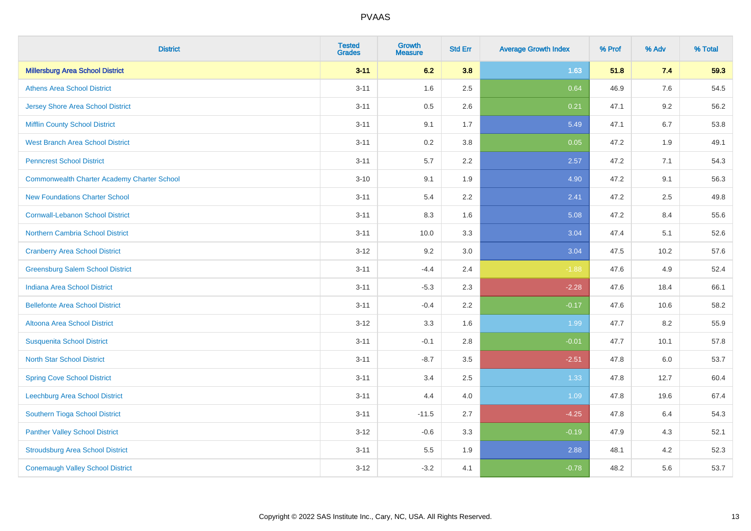| District | Tested Grades | Growth Measure | Std Err | Average Growth Index | % Prof | % Adv | % Total |
|---|---|---|---|---|---|---|---|
| **Millersburg Area School District** | **3-11** | **6.2** | **3.8** | **1.63** | **51.8** | **7.4** | **59.3** |
| Athens Area School District | 3-11 | 1.6 | 2.5 | 0.64 | 46.9 | 7.6 | 54.5 |
| Jersey Shore Area School District | 3-11 | 0.5 | 2.6 | 0.21 | 47.1 | 9.2 | 56.2 |
| Mifflin County School District | 3-11 | 9.1 | 1.7 | 5.49 | 47.1 | 6.7 | 53.8 |
| West Branch Area School District | 3-11 | 0.2 | 3.8 | 0.05 | 47.2 | 1.9 | 49.1 |
| Penncrest School District | 3-11 | 5.7 | 2.2 | 2.57 | 47.2 | 7.1 | 54.3 |
| Commonwealth Charter Academy Charter School | 3-10 | 9.1 | 1.9 | 4.90 | 47.2 | 9.1 | 56.3 |
| New Foundations Charter School | 3-11 | 5.4 | 2.2 | 2.41 | 47.2 | 2.5 | 49.8 |
| Cornwall-Lebanon School District | 3-11 | 8.3 | 1.6 | 5.08 | 47.2 | 8.4 | 55.6 |
| Northern Cambria School District | 3-11 | 10.0 | 3.3 | 3.04 | 47.4 | 5.1 | 52.6 |
| Cranberry Area School District | 3-12 | 9.2 | 3.0 | 3.04 | 47.5 | 10.2 | 57.6 |
| Greensburg Salem School District | 3-11 | -4.4 | 2.4 | -1.88 | 47.6 | 4.9 | 52.4 |
| Indiana Area School District | 3-11 | -5.3 | 2.3 | -2.28 | 47.6 | 18.4 | 66.1 |
| Bellefonte Area School District | 3-11 | -0.4 | 2.2 | -0.17 | 47.6 | 10.6 | 58.2 |
| Altoona Area School District | 3-12 | 3.3 | 1.6 | 1.99 | 47.7 | 8.2 | 55.9 |
| Susquenita School District | 3-11 | -0.1 | 2.8 | -0.01 | 47.7 | 10.1 | 57.8 |
| North Star School District | 3-11 | -8.7 | 3.5 | -2.51 | 47.8 | 6.0 | 53.7 |
| Spring Cove School District | 3-11 | 3.4 | 2.5 | 1.33 | 47.8 | 12.7 | 60.4 |
| Leechburg Area School District | 3-11 | 4.4 | 4.0 | 1.09 | 47.8 | 19.6 | 67.4 |
| Southern Tioga School District | 3-11 | -11.5 | 2.7 | -4.25 | 47.8 | 6.4 | 54.3 |
| Panther Valley School District | 3-12 | -0.6 | 3.3 | -0.19 | 47.9 | 4.3 | 52.1 |
| Stroudsburg Area School District | 3-11 | 5.5 | 1.9 | 2.88 | 48.1 | 4.2 | 52.3 |
| Conemaugh Valley School District | 3-12 | -3.2 | 4.1 | -0.78 | 48.2 | 5.6 | 53.7 |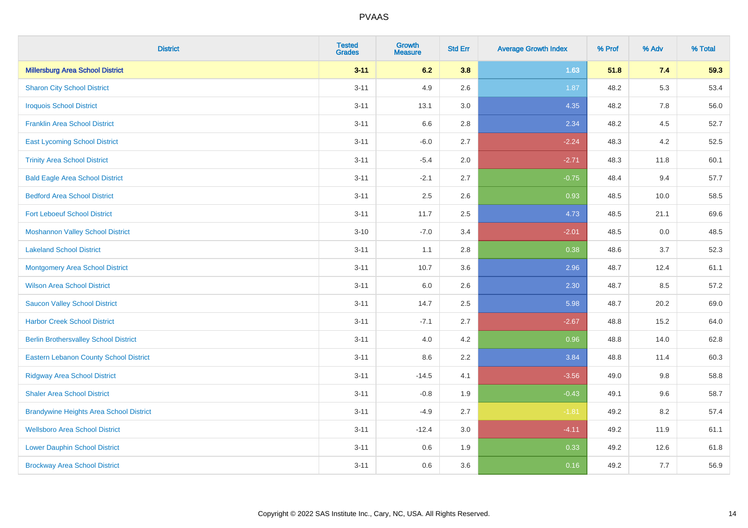# PVAAS

| District | Tested Grades | Growth Measure | Std Err | Average Growth Index | % Prof | % Adv | % Total |
|---|---|---|---|---|---|---|---|
| **Millersburg Area School District** | **3-11** | **6.2** | **3.8** | **1.63** | **51.8** | **7.4** | **59.3** |
| Sharon City School District | 3-11 | 4.9 | 2.6 | 1.87 | 48.2 | 5.3 | 53.4 |
| Iroquois School District | 3-11 | 13.1 | 3.0 | 4.35 | 48.2 | 7.8 | 56.0 |
| Franklin Area School District | 3-11 | 6.6 | 2.8 | 2.34 | 48.2 | 4.5 | 52.7 |
| East Lycoming School District | 3-11 | -6.0 | 2.7 | -2.24 | 48.3 | 4.2 | 52.5 |
| Trinity Area School District | 3-11 | -5.4 | 2.0 | -2.71 | 48.3 | 11.8 | 60.1 |
| Bald Eagle Area School District | 3-11 | -2.1 | 2.7 | -0.75 | 48.4 | 9.4 | 57.7 |
| Bedford Area School District | 3-11 | 2.5 | 2.6 | 0.93 | 48.5 | 10.0 | 58.5 |
| Fort Leboeuf School District | 3-11 | 11.7 | 2.5 | 4.73 | 48.5 | 21.1 | 69.6 |
| Moshannon Valley School District | 3-10 | -7.0 | 3.4 | -2.01 | 48.5 | 0.0 | 48.5 |
| Lakeland School District | 3-11 | 1.1 | 2.8 | 0.38 | 48.6 | 3.7 | 52.3 |
| Montgomery Area School District | 3-11 | 10.7 | 3.6 | 2.96 | 48.7 | 12.4 | 61.1 |
| Wilson Area School District | 3-11 | 6.0 | 2.6 | 2.30 | 48.7 | 8.5 | 57.2 |
| Saucon Valley School District | 3-11 | 14.7 | 2.5 | 5.98 | 48.7 | 20.2 | 69.0 |
| Harbor Creek School District | 3-11 | -7.1 | 2.7 | -2.67 | 48.8 | 15.2 | 64.0 |
| Berlin Brothersvalley School District | 3-11 | 4.0 | 4.2 | 0.96 | 48.8 | 14.0 | 62.8 |
| Eastern Lebanon County School District | 3-11 | 8.6 | 2.2 | 3.84 | 48.8 | 11.4 | 60.3 |
| Ridgway Area School District | 3-11 | -14.5 | 4.1 | -3.56 | 49.0 | 9.8 | 58.8 |
| Shaler Area School District | 3-11 | -0.8 | 1.9 | -0.43 | 49.1 | 9.6 | 58.7 |
| Brandywine Heights Area School District | 3-11 | -4.9 | 2.7 | -1.81 | 49.2 | 8.2 | 57.4 |
| Wellsboro Area School District | 3-11 | -12.4 | 3.0 | -4.11 | 49.2 | 11.9 | 61.1 |
| Lower Dauphin School District | 3-11 | 0.6 | 1.9 | 0.33 | 49.2 | 12.6 | 61.8 |
| Brockway Area School District | 3-11 | 0.6 | 3.6 | 0.16 | 49.2 | 7.7 | 56.9 |

Copyright © 2022 SAS Institute Inc., Cary, NC, USA. All Rights Reserved.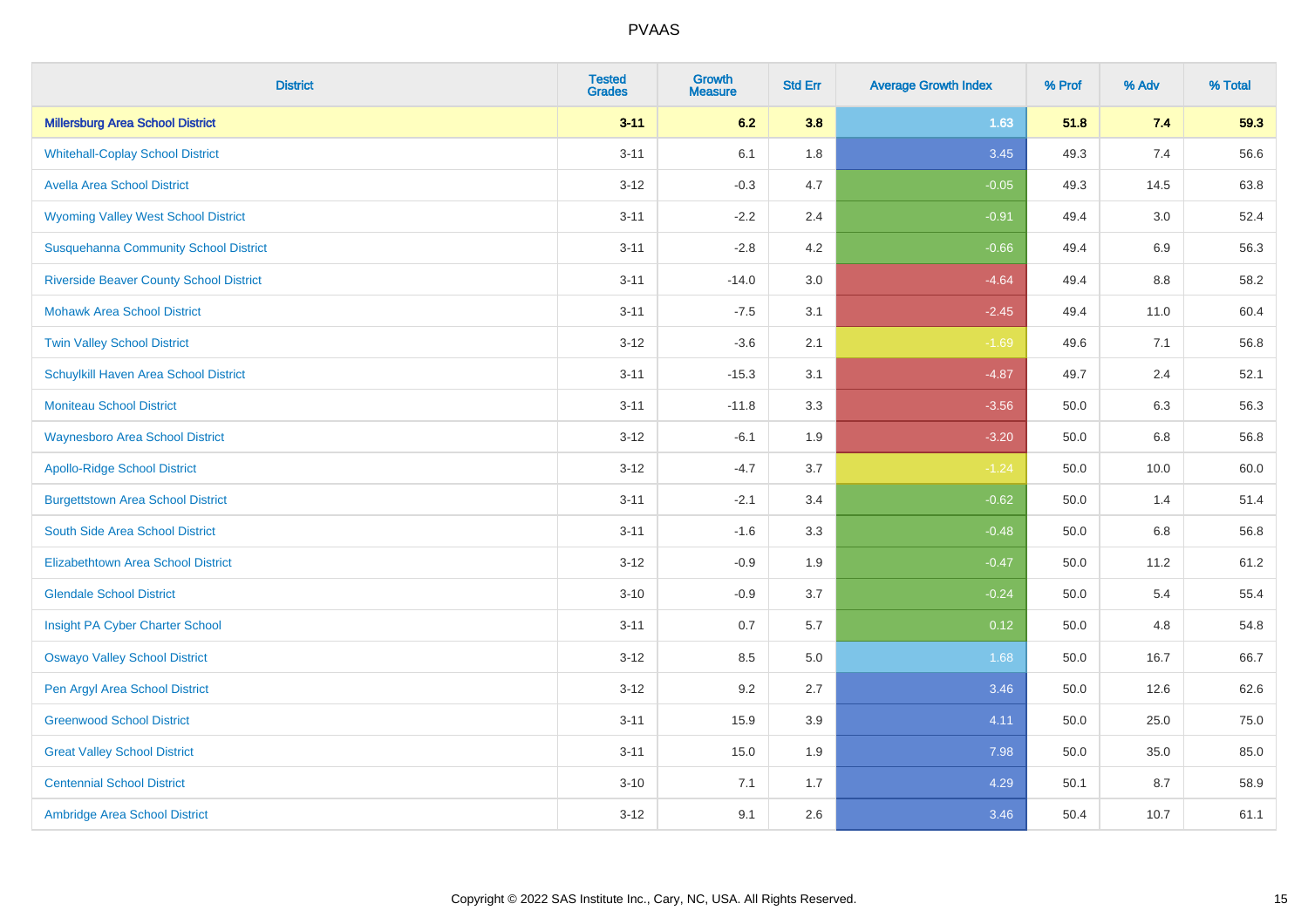| District | Tested Grades | Growth Measure | Std Err | Average Growth Index | % Prof | % Adv | % Total |
|---|---|---|---|---|---|---|---|
| **Millersburg Area School District** | **3-11** | **6.2** | **3.8** | **1.63** | **51.8** | **7.4** | **59.3** |
| Whitehall-Coplay School District | 3-11 | 6.1 | 1.8 | 3.45 | 49.3 | 7.4 | 56.6 |
| Avella Area School District | 3-12 | -0.3 | 4.7 | -0.05 | 49.3 | 14.5 | 63.8 |
| Wyoming Valley West School District | 3-11 | -2.2 | 2.4 | -0.91 | 49.4 | 3.0 | 52.4 |
| Susquehanna Community School District | 3-11 | -2.8 | 4.2 | -0.66 | 49.4 | 6.9 | 56.3 |
| Riverside Beaver County School District | 3-11 | -14.0 | 3.0 | -4.64 | 49.4 | 8.8 | 58.2 |
| Mohawk Area School District | 3-11 | -7.5 | 3.1 | -2.45 | 49.4 | 11.0 | 60.4 |
| Twin Valley School District | 3-12 | -3.6 | 2.1 | -1.69 | 49.6 | 7.1 | 56.8 |
| Schuylkill Haven Area School District | 3-11 | -15.3 | 3.1 | -4.87 | 49.7 | 2.4 | 52.1 |
| Moniteau School District | 3-11 | -11.8 | 3.3 | -3.56 | 50.0 | 6.3 | 56.3 |
| Waynesboro Area School District | 3-12 | -6.1 | 1.9 | -3.20 | 50.0 | 6.8 | 56.8 |
| Apollo-Ridge School District | 3-12 | -4.7 | 3.7 | -1.24 | 50.0 | 10.0 | 60.0 |
| Burgettstown Area School District | 3-11 | -2.1 | 3.4 | -0.62 | 50.0 | 1.4 | 51.4 |
| South Side Area School District | 3-11 | -1.6 | 3.3 | -0.48 | 50.0 | 6.8 | 56.8 |
| Elizabethtown Area School District | 3-12 | -0.9 | 1.9 | -0.47 | 50.0 | 11.2 | 61.2 |
| Glendale School District | 3-10 | -0.9 | 3.7 | -0.24 | 50.0 | 5.4 | 55.4 |
| Insight PA Cyber Charter School | 3-11 | 0.7 | 5.7 | 0.12 | 50.0 | 4.8 | 54.8 |
| Oswayo Valley School District | 3-12 | 8.5 | 5.0 | 1.68 | 50.0 | 16.7 | 66.7 |
| Pen Argyl Area School District | 3-12 | 9.2 | 2.7 | 3.46 | 50.0 | 12.6 | 62.6 |
| Greenwood School District | 3-11 | 15.9 | 3.9 | 4.11 | 50.0 | 25.0 | 75.0 |
| Great Valley School District | 3-11 | 15.0 | 1.9 | 7.98 | 50.0 | 35.0 | 85.0 |
| Centennial School District | 3-10 | 7.1 | 1.7 | 4.29 | 50.1 | 8.7 | 58.9 |
| Ambridge Area School District | 3-12 | 9.1 | 2.6 | 3.46 | 50.4 | 10.7 | 61.1 |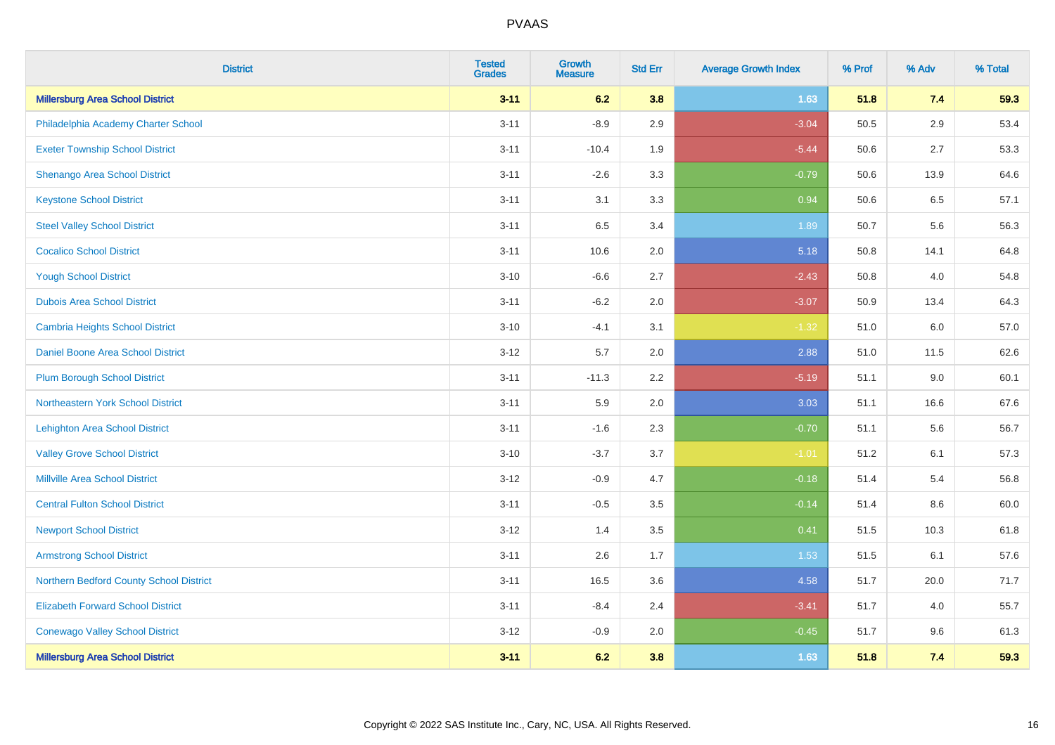| District | Tested Grades | Growth Measure | Std Err | Average Growth Index | % Prof | % Adv | % Total |
|---|---|---|---|---|---|---|---|
| **Millersburg Area School District** | **3-11** | **6.2** | **3.8** | **1.63** | **51.8** | **7.4** | **59.3** |
| Philadelphia Academy Charter School | 3-11 | -8.9 | 2.9 | -3.04 | 50.5 | 2.9 | 53.4 |
| Exeter Township School District | 3-11 | -10.4 | 1.9 | -5.44 | 50.6 | 2.7 | 53.3 |
| Shenango Area School District | 3-11 | -2.6 | 3.3 | -0.79 | 50.6 | 13.9 | 64.6 |
| Keystone School District | 3-11 | 3.1 | 3.3 | 0.94 | 50.6 | 6.5 | 57.1 |
| Steel Valley School District | 3-11 | 6.5 | 3.4 | 1.89 | 50.7 | 5.6 | 56.3 |
| Cocalico School District | 3-11 | 10.6 | 2.0 | 5.18 | 50.8 | 14.1 | 64.8 |
| Yough School District | 3-10 | -6.6 | 2.7 | -2.43 | 50.8 | 4.0 | 54.8 |
| Dubois Area School District | 3-11 | -6.2 | 2.0 | -3.07 | 50.9 | 13.4 | 64.3 |
| Cambria Heights School District | 3-10 | -4.1 | 3.1 | -1.32 | 51.0 | 6.0 | 57.0 |
| Daniel Boone Area School District | 3-12 | 5.7 | 2.0 | 2.88 | 51.0 | 11.5 | 62.6 |
| Plum Borough School District | 3-11 | -11.3 | 2.2 | -5.19 | 51.1 | 9.0 | 60.1 |
| Northeastern York School District | 3-11 | 5.9 | 2.0 | 3.03 | 51.1 | 16.6 | 67.6 |
| Lehighton Area School District | 3-11 | -1.6 | 2.3 | -0.70 | 51.1 | 5.6 | 56.7 |
| Valley Grove School District | 3-10 | -3.7 | 3.7 | -1.01 | 51.2 | 6.1 | 57.3 |
| Millville Area School District | 3-12 | -0.9 | 4.7 | -0.18 | 51.4 | 5.4 | 56.8 |
| Central Fulton School District | 3-11 | -0.5 | 3.5 | -0.14 | 51.4 | 8.6 | 60.0 |
| Newport School District | 3-12 | 1.4 | 3.5 | 0.41 | 51.5 | 10.3 | 61.8 |
| Armstrong School District | 3-11 | 2.6 | 1.7 | 1.53 | 51.5 | 6.1 | 57.6 |
| Northern Bedford County School District | 3-11 | 16.5 | 3.6 | 4.58 | 51.7 | 20.0 | 71.7 |
| Elizabeth Forward School District | 3-11 | -8.4 | 2.4 | -3.41 | 51.7 | 4.0 | 55.7 |
| Conewago Valley School District | 3-12 | -0.9 | 2.0 | -0.45 | 51.7 | 9.6 | 61.3 |
| **Millersburg Area School District** | **3-11** | **6.2** | **3.8** | **1.63** | **51.8** | **7.4** | **59.3** |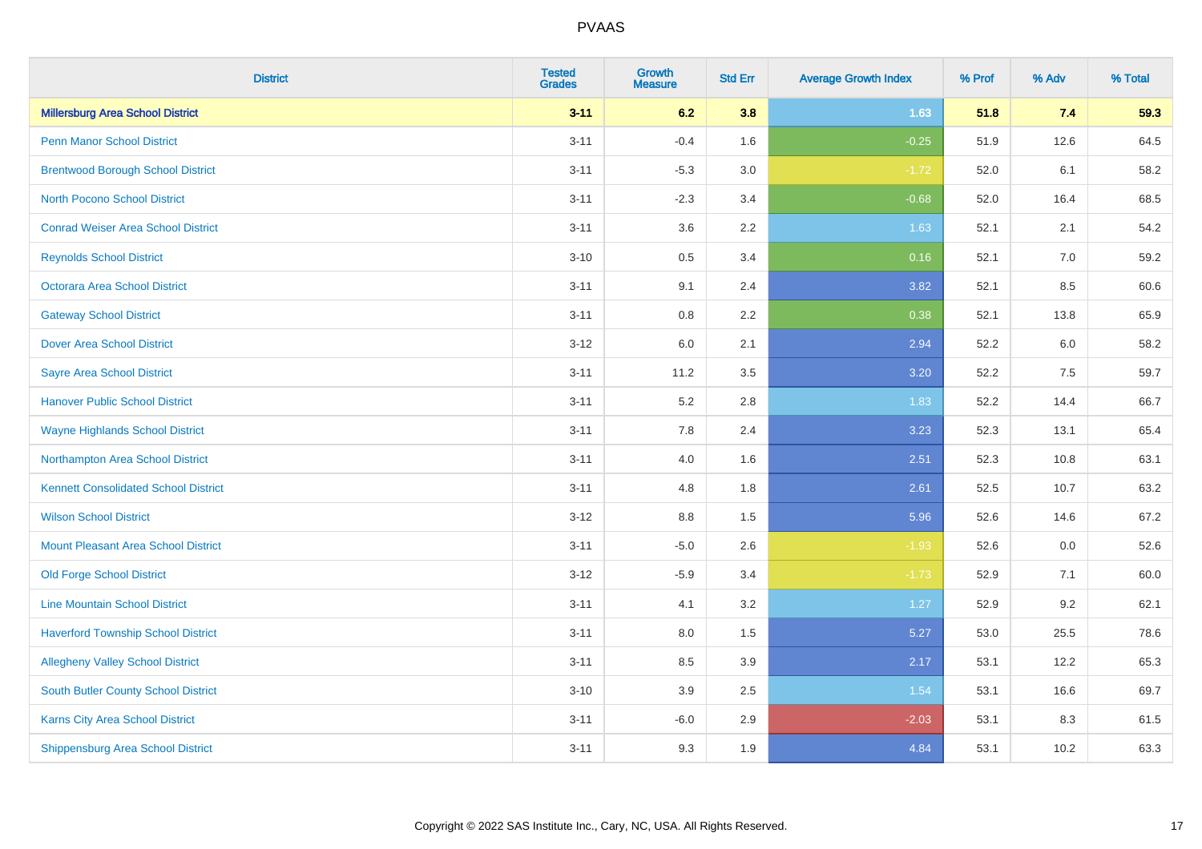# PVAAS

| District | Tested Grades | Growth Measure | Std Err | Average Growth Index | % Prof | % Adv | % Total |
|---|---|---|---|---|---|---|---|
| **Millersburg Area School District** | **3-11** | **6.2** | **3.8** | **1.63** | **51.8** | **7.4** | **59.3** |
| Penn Manor School District | 3-11 | -0.4 | 1.6 | -0.25 | 51.9 | 12.6 | 64.5 |
| Brentwood Borough School District | 3-11 | -5.3 | 3.0 | -1.72 | 52.0 | 6.1 | 58.2 |
| North Pocono School District | 3-11 | -2.3 | 3.4 | -0.68 | 52.0 | 16.4 | 68.5 |
| Conrad Weiser Area School District | 3-11 | 3.6 | 2.2 | 1.63 | 52.1 | 2.1 | 54.2 |
| Reynolds School District | 3-10 | 0.5 | 3.4 | 0.16 | 52.1 | 7.0 | 59.2 |
| Octorara Area School District | 3-11 | 9.1 | 2.4 | 3.82 | 52.1 | 8.5 | 60.6 |
| Gateway School District | 3-11 | 0.8 | 2.2 | 0.38 | 52.1 | 13.8 | 65.9 |
| Dover Area School District | 3-12 | 6.0 | 2.1 | 2.94 | 52.2 | 6.0 | 58.2 |
| Sayre Area School District | 3-11 | 11.2 | 3.5 | 3.20 | 52.2 | 7.5 | 59.7 |
| Hanover Public School District | 3-11 | 5.2 | 2.8 | 1.83 | 52.2 | 14.4 | 66.7 |
| Wayne Highlands School District | 3-11 | 7.8 | 2.4 | 3.23 | 52.3 | 13.1 | 65.4 |
| Northampton Area School District | 3-11 | 4.0 | 1.6 | 2.51 | 52.3 | 10.8 | 63.1 |
| Kennett Consolidated School District | 3-11 | 4.8 | 1.8 | 2.61 | 52.5 | 10.7 | 63.2 |
| Wilson School District | 3-12 | 8.8 | 1.5 | 5.96 | 52.6 | 14.6 | 67.2 |
| Mount Pleasant Area School District | 3-11 | -5.0 | 2.6 | -1.93 | 52.6 | 0.0 | 52.6 |
| Old Forge School District | 3-12 | -5.9 | 3.4 | -1.73 | 52.9 | 7.1 | 60.0 |
| Line Mountain School District | 3-11 | 4.1 | 3.2 | 1.27 | 52.9 | 9.2 | 62.1 |
| Haverford Township School District | 3-11 | 8.0 | 1.5 | 5.27 | 53.0 | 25.5 | 78.6 |
| Allegheny Valley School District | 3-11 | 8.5 | 3.9 | 2.17 | 53.1 | 12.2 | 65.3 |
| South Butler County School District | 3-10 | 3.9 | 2.5 | 1.54 | 53.1 | 16.6 | 69.7 |
| Karns City Area School District | 3-11 | -6.0 | 2.9 | -2.03 | 53.1 | 8.3 | 61.5 |
| Shippensburg Area School District | 3-11 | 9.3 | 1.9 | 4.84 | 53.1 | 10.2 | 63.3 |

Copyright © 2022 SAS Institute Inc., Cary, NC, USA. All Rights Reserved.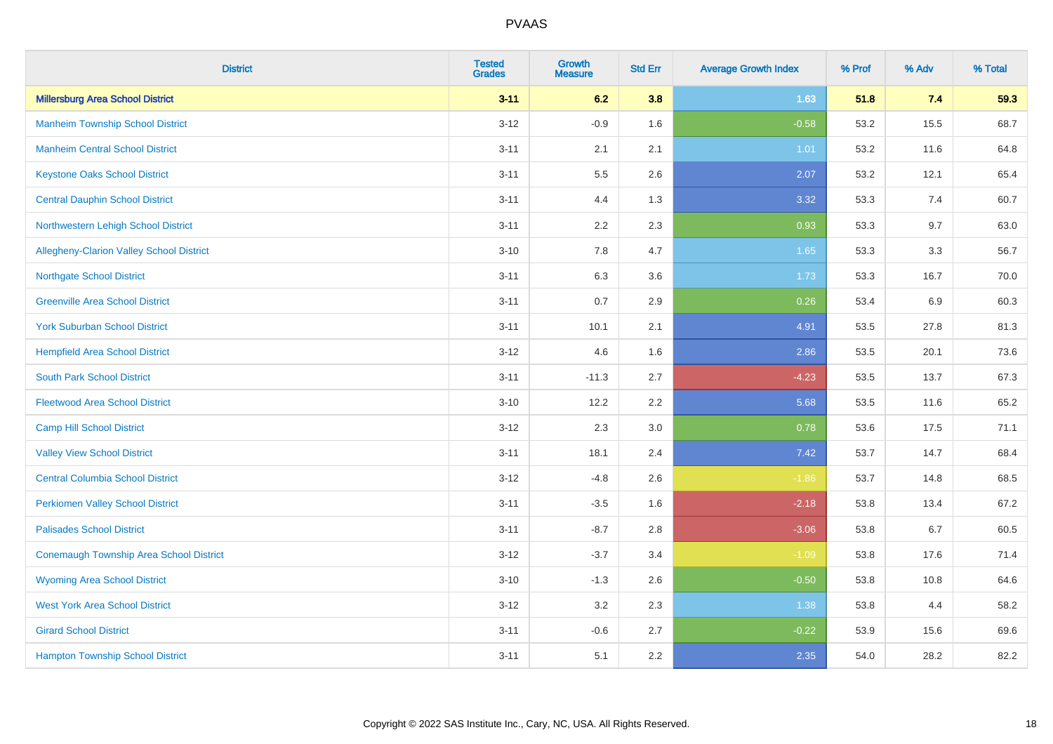| District | Tested Grades | Growth Measure | Std Err | Average Growth Index | % Prof | % Adv | % Total |
|---|---|---|---|---|---|---|---|
| **Millersburg Area School District** | **3-11** | **6.2** | **3.8** | **1.63** | **51.8** | **7.4** | **59.3** |
| Manheim Township School District | 3-12 | -0.9 | 1.6 | -0.58 | 53.2 | 15.5 | 68.7 |
| Manheim Central School District | 3-11 | 2.1 | 2.1 | 1.01 | 53.2 | 11.6 | 64.8 |
| Keystone Oaks School District | 3-11 | 5.5 | 2.6 | 2.07 | 53.2 | 12.1 | 65.4 |
| Central Dauphin School District | 3-11 | 4.4 | 1.3 | 3.32 | 53.3 | 7.4 | 60.7 |
| Northwestern Lehigh School District | 3-11 | 2.2 | 2.3 | 0.93 | 53.3 | 9.7 | 63.0 |
| Allegheny-Clarion Valley School District | 3-10 | 7.8 | 4.7 | 1.65 | 53.3 | 3.3 | 56.7 |
| Northgate School District | 3-11 | 6.3 | 3.6 | 1.73 | 53.3 | 16.7 | 70.0 |
| Greenville Area School District | 3-11 | 0.7 | 2.9 | 0.26 | 53.4 | 6.9 | 60.3 |
| York Suburban School District | 3-11 | 10.1 | 2.1 | 4.91 | 53.5 | 27.8 | 81.3 |
| Hempfield Area School District | 3-12 | 4.6 | 1.6 | 2.86 | 53.5 | 20.1 | 73.6 |
| South Park School District | 3-11 | -11.3 | 2.7 | -4.23 | 53.5 | 13.7 | 67.3 |
| Fleetwood Area School District | 3-10 | 12.2 | 2.2 | 5.68 | 53.5 | 11.6 | 65.2 |
| Camp Hill School District | 3-12 | 2.3 | 3.0 | 0.78 | 53.6 | 17.5 | 71.1 |
| Valley View School District | 3-11 | 18.1 | 2.4 | 7.42 | 53.7 | 14.7 | 68.4 |
| Central Columbia School District | 3-12 | -4.8 | 2.6 | -1.86 | 53.7 | 14.8 | 68.5 |
| Perkiomen Valley School District | 3-11 | -3.5 | 1.6 | -2.18 | 53.8 | 13.4 | 67.2 |
| Palisades School District | 3-11 | -8.7 | 2.8 | -3.06 | 53.8 | 6.7 | 60.5 |
| Conemaugh Township Area School District | 3-12 | -3.7 | 3.4 | -1.09 | 53.8 | 17.6 | 71.4 |
| Wyoming Area School District | 3-10 | -1.3 | 2.6 | -0.50 | 53.8 | 10.8 | 64.6 |
| West York Area School District | 3-12 | 3.2 | 2.3 | 1.38 | 53.8 | 4.4 | 58.2 |
| Girard School District | 3-11 | -0.6 | 2.7 | -0.22 | 53.9 | 15.6 | 69.6 |
| Hampton Township School District | 3-11 | 5.1 | 2.2 | 2.35 | 54.0 | 28.2 | 82.2 |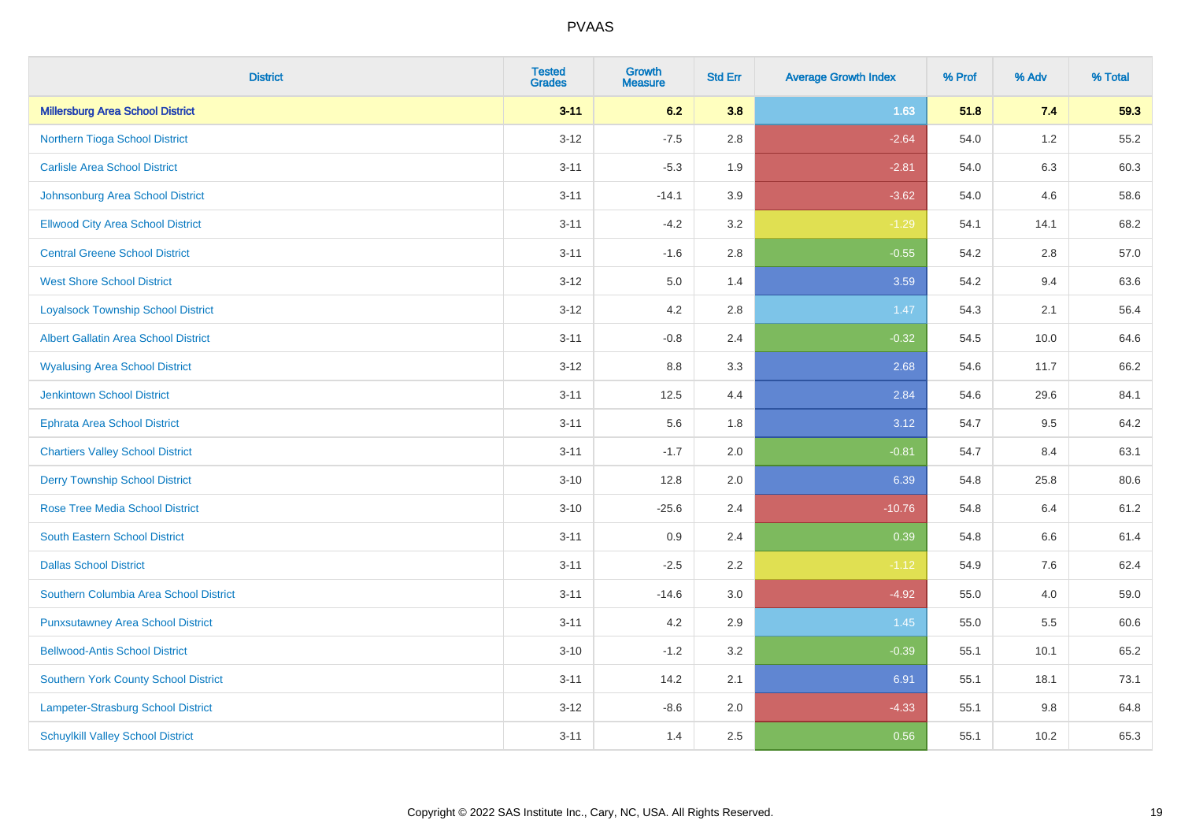# PVAAS

| District | Tested Grades | Growth Measure | Std Err | Average Growth Index | % Prof | % Adv | % Total |
|---|---|---|---|---|---|---|---|
| **Millersburg Area School District** | **3-11** | **6.2** | **3.8** | **1.63** | **51.8** | **7.4** | **59.3** |
| Northern Tioga School District | 3-12 | -7.5 | 2.8 | -2.64 | 54.0 | 1.2 | 55.2 |
| Carlisle Area School District | 3-11 | -5.3 | 1.9 | -2.81 | 54.0 | 6.3 | 60.3 |
| Johnsonburg Area School District | 3-11 | -14.1 | 3.9 | -3.62 | 54.0 | 4.6 | 58.6 |
| Ellwood City Area School District | 3-11 | -4.2 | 3.2 | -1.29 | 54.1 | 14.1 | 68.2 |
| Central Greene School District | 3-11 | -1.6 | 2.8 | -0.55 | 54.2 | 2.8 | 57.0 |
| West Shore School District | 3-12 | 5.0 | 1.4 | 3.59 | 54.2 | 9.4 | 63.6 |
| Loyalsock Township School District | 3-12 | 4.2 | 2.8 | 1.47 | 54.3 | 2.1 | 56.4 |
| Albert Gallatin Area School District | 3-11 | -0.8 | 2.4 | -0.32 | 54.5 | 10.0 | 64.6 |
| Wyalusing Area School District | 3-12 | 8.8 | 3.3 | 2.68 | 54.6 | 11.7 | 66.2 |
| Jenkintown School District | 3-11 | 12.5 | 4.4 | 2.84 | 54.6 | 29.6 | 84.1 |
| Ephrata Area School District | 3-11 | 5.6 | 1.8 | 3.12 | 54.7 | 9.5 | 64.2 |
| Chartiers Valley School District | 3-11 | -1.7 | 2.0 | -0.81 | 54.7 | 8.4 | 63.1 |
| Derry Township School District | 3-10 | 12.8 | 2.0 | 6.39 | 54.8 | 25.8 | 80.6 |
| Rose Tree Media School District | 3-10 | -25.6 | 2.4 | -10.76 | 54.8 | 6.4 | 61.2 |
| South Eastern School District | 3-11 | 0.9 | 2.4 | 0.39 | 54.8 | 6.6 | 61.4 |
| Dallas School District | 3-11 | -2.5 | 2.2 | -1.12 | 54.9 | 7.6 | 62.4 |
| Southern Columbia Area School District | 3-11 | -14.6 | 3.0 | -4.92 | 55.0 | 4.0 | 59.0 |
| Punxsutawney Area School District | 3-11 | 4.2 | 2.9 | 1.45 | 55.0 | 5.5 | 60.6 |
| Bellwood-Antis School District | 3-10 | -1.2 | 3.2 | -0.39 | 55.1 | 10.1 | 65.2 |
| Southern York County School District | 3-11 | 14.2 | 2.1 | 6.91 | 55.1 | 18.1 | 73.1 |
| Lampeter-Strasburg School District | 3-12 | -8.6 | 2.0 | -4.33 | 55.1 | 9.8 | 64.8 |
| Schuylkill Valley School District | 3-11 | 1.4 | 2.5 | 0.56 | 55.1 | 10.2 | 65.3 |

Copyright © 2022 SAS Institute Inc., Cary, NC, USA. All Rights Reserved.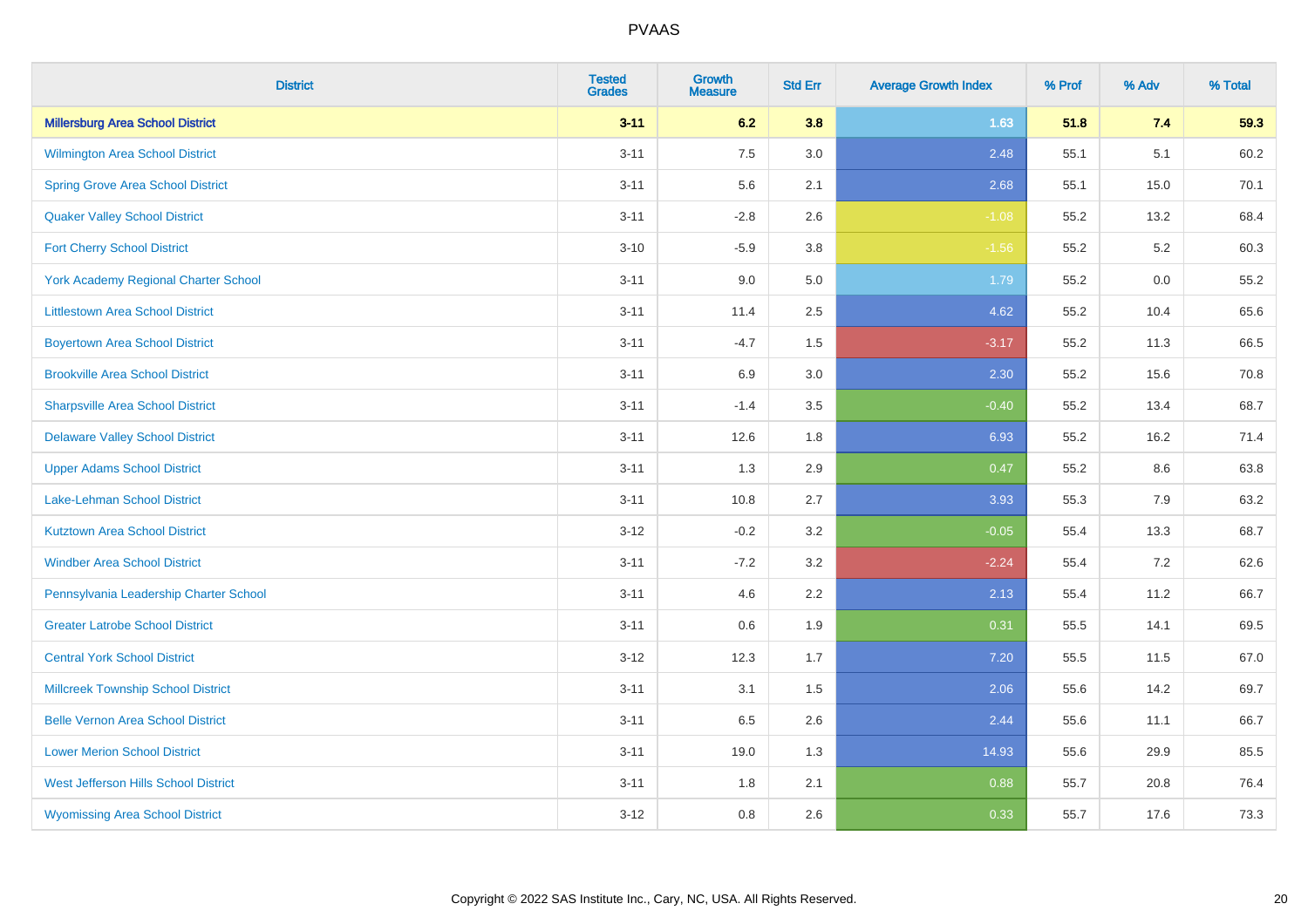# PVAAS

| District | Tested Grades | Growth Measure | Std Err | Average Growth Index | % Prof | % Adv | % Total |
|---|---|---|---|---|---|---|---|
| **Millersburg Area School District** | **3-11** | **6.2** | **3.8** | **1.63** | **51.8** | **7.4** | **59.3** |
| Wilmington Area School District | 3-11 | 7.5 | 3.0 | 2.48 | 55.1 | 5.1 | 60.2 |
| Spring Grove Area School District | 3-11 | 5.6 | 2.1 | 2.68 | 55.1 | 15.0 | 70.1 |
| Quaker Valley School District | 3-11 | -2.8 | 2.6 | -1.08 | 55.2 | 13.2 | 68.4 |
| Fort Cherry School District | 3-10 | -5.9 | 3.8 | -1.56 | 55.2 | 5.2 | 60.3 |
| York Academy Regional Charter School | 3-11 | 9.0 | 5.0 | 1.79 | 55.2 | 0.0 | 55.2 |
| Littlestown Area School District | 3-11 | 11.4 | 2.5 | 4.62 | 55.2 | 10.4 | 65.6 |
| Boyertown Area School District | 3-11 | -4.7 | 1.5 | -3.17 | 55.2 | 11.3 | 66.5 |
| Brookville Area School District | 3-11 | 6.9 | 3.0 | 2.30 | 55.2 | 15.6 | 70.8 |
| Sharpsville Area School District | 3-11 | -1.4 | 3.5 | -0.40 | 55.2 | 13.4 | 68.7 |
| Delaware Valley School District | 3-11 | 12.6 | 1.8 | 6.93 | 55.2 | 16.2 | 71.4 |
| Upper Adams School District | 3-11 | 1.3 | 2.9 | 0.47 | 55.2 | 8.6 | 63.8 |
| Lake-Lehman School District | 3-11 | 10.8 | 2.7 | 3.93 | 55.3 | 7.9 | 63.2 |
| Kutztown Area School District | 3-12 | -0.2 | 3.2 | -0.05 | 55.4 | 13.3 | 68.7 |
| Windber Area School District | 3-11 | -7.2 | 3.2 | -2.24 | 55.4 | 7.2 | 62.6 |
| Pennsylvania Leadership Charter School | 3-11 | 4.6 | 2.2 | 2.13 | 55.4 | 11.2 | 66.7 |
| Greater Latrobe School District | 3-11 | 0.6 | 1.9 | 0.31 | 55.5 | 14.1 | 69.5 |
| Central York School District | 3-12 | 12.3 | 1.7 | 7.20 | 55.5 | 11.5 | 67.0 |
| Millcreek Township School District | 3-11 | 3.1 | 1.5 | 2.06 | 55.6 | 14.2 | 69.7 |
| Belle Vernon Area School District | 3-11 | 6.5 | 2.6 | 2.44 | 55.6 | 11.1 | 66.7 |
| Lower Merion School District | 3-11 | 19.0 | 1.3 | 14.93 | 55.6 | 29.9 | 85.5 |
| West Jefferson Hills School District | 3-11 | 1.8 | 2.1 | 0.88 | 55.7 | 20.8 | 76.4 |
| Wyomissing Area School District | 3-12 | 0.8 | 2.6 | 0.33 | 55.7 | 17.6 | 73.3 |

Copyright © 2022 SAS Institute Inc., Cary, NC, USA. All Rights Reserved.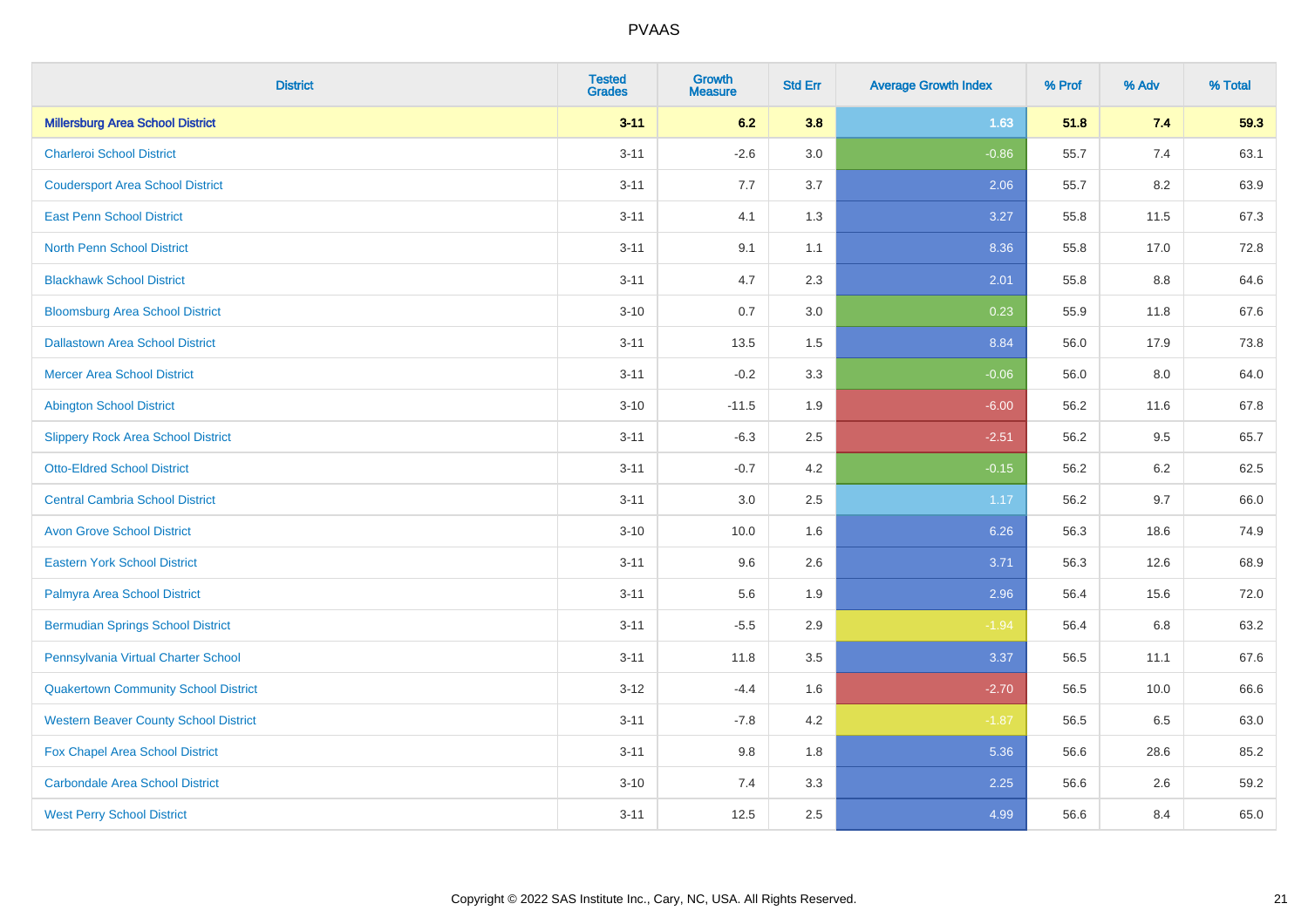# PVAAS

| District | Tested Grades | Growth Measure | Std Err | Average Growth Index | % Prof | % Adv | % Total |
|---|---|---|---|---|---|---|---|
| **Millersburg Area School District** | **3-11** | **6.2** | **3.8** | **1.63** | **51.8** | **7.4** | **59.3** |
| Charleroi School District | 3-11 | -2.6 | 3.0 | -0.86 | 55.7 | 7.4 | 63.1 |
| Coudersport Area School District | 3-11 | 7.7 | 3.7 | 2.06 | 55.7 | 8.2 | 63.9 |
| East Penn School District | 3-11 | 4.1 | 1.3 | 3.27 | 55.8 | 11.5 | 67.3 |
| North Penn School District | 3-11 | 9.1 | 1.1 | 8.36 | 55.8 | 17.0 | 72.8 |
| Blackhawk School District | 3-11 | 4.7 | 2.3 | 2.01 | 55.8 | 8.8 | 64.6 |
| Bloomsburg Area School District | 3-10 | 0.7 | 3.0 | 0.23 | 55.9 | 11.8 | 67.6 |
| Dallastown Area School District | 3-11 | 13.5 | 1.5 | 8.84 | 56.0 | 17.9 | 73.8 |
| Mercer Area School District | 3-11 | -0.2 | 3.3 | -0.06 | 56.0 | 8.0 | 64.0 |
| Abington School District | 3-10 | -11.5 | 1.9 | -6.00 | 56.2 | 11.6 | 67.8 |
| Slippery Rock Area School District | 3-11 | -6.3 | 2.5 | -2.51 | 56.2 | 9.5 | 65.7 |
| Otto-Eldred School District | 3-11 | -0.7 | 4.2 | -0.15 | 56.2 | 6.2 | 62.5 |
| Central Cambria School District | 3-11 | 3.0 | 2.5 | 1.17 | 56.2 | 9.7 | 66.0 |
| Avon Grove School District | 3-10 | 10.0 | 1.6 | 6.26 | 56.3 | 18.6 | 74.9 |
| Eastern York School District | 3-11 | 9.6 | 2.6 | 3.71 | 56.3 | 12.6 | 68.9 |
| Palmyra Area School District | 3-11 | 5.6 | 1.9 | 2.96 | 56.4 | 15.6 | 72.0 |
| Bermudian Springs School District | 3-11 | -5.5 | 2.9 | -1.94 | 56.4 | 6.8 | 63.2 |
| Pennsylvania Virtual Charter School | 3-11 | 11.8 | 3.5 | 3.37 | 56.5 | 11.1 | 67.6 |
| Quakertown Community School District | 3-12 | -4.4 | 1.6 | -2.70 | 56.5 | 10.0 | 66.6 |
| Western Beaver County School District | 3-11 | -7.8 | 4.2 | -1.87 | 56.5 | 6.5 | 63.0 |
| Fox Chapel Area School District | 3-11 | 9.8 | 1.8 | 5.36 | 56.6 | 28.6 | 85.2 |
| Carbondale Area School District | 3-10 | 7.4 | 3.3 | 2.25 | 56.6 | 2.6 | 59.2 |
| West Perry School District | 3-11 | 12.5 | 2.5 | 4.99 | 56.6 | 8.4 | 65.0 |

Copyright © 2022 SAS Institute Inc., Cary, NC, USA. All Rights Reserved.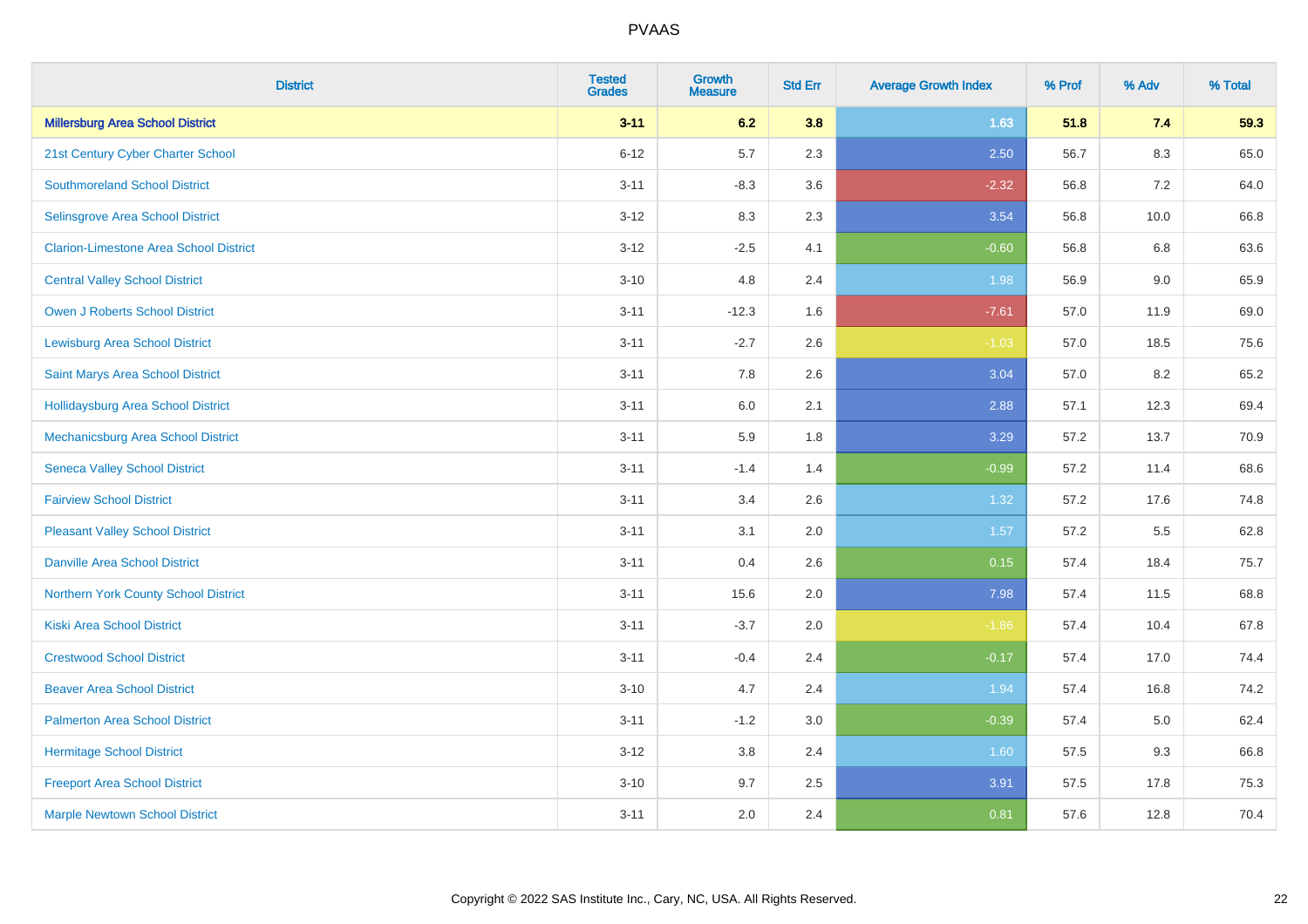| District | Tested Grades | Growth Measure | Std Err | Average Growth Index | % Prof | % Adv | % Total |
|---|---|---|---|---|---|---|---|
| **Millersburg Area School District** | **3-11** | **6.2** | **3.8** | **1.63** | **51.8** | **7.4** | **59.3** |
| 21st Century Cyber Charter School | 6-12 | 5.7 | 2.3 | 2.50 | 56.7 | 8.3 | 65.0 |
| Southmoreland School District | 3-11 | -8.3 | 3.6 | -2.32 | 56.8 | 7.2 | 64.0 |
| Selinsgrove Area School District | 3-12 | 8.3 | 2.3 | 3.54 | 56.8 | 10.0 | 66.8 |
| Clarion-Limestone Area School District | 3-12 | -2.5 | 4.1 | -0.60 | 56.8 | 6.8 | 63.6 |
| Central Valley School District | 3-10 | 4.8 | 2.4 | 1.98 | 56.9 | 9.0 | 65.9 |
| Owen J Roberts School District | 3-11 | -12.3 | 1.6 | -7.61 | 57.0 | 11.9 | 69.0 |
| Lewisburg Area School District | 3-11 | -2.7 | 2.6 | -1.03 | 57.0 | 18.5 | 75.6 |
| Saint Marys Area School District | 3-11 | 7.8 | 2.6 | 3.04 | 57.0 | 8.2 | 65.2 |
| Hollidaysburg Area School District | 3-11 | 6.0 | 2.1 | 2.88 | 57.1 | 12.3 | 69.4 |
| Mechanicsburg Area School District | 3-11 | 5.9 | 1.8 | 3.29 | 57.2 | 13.7 | 70.9 |
| Seneca Valley School District | 3-11 | -1.4 | 1.4 | -0.99 | 57.2 | 11.4 | 68.6 |
| Fairview School District | 3-11 | 3.4 | 2.6 | 1.32 | 57.2 | 17.6 | 74.8 |
| Pleasant Valley School District | 3-11 | 3.1 | 2.0 | 1.57 | 57.2 | 5.5 | 62.8 |
| Danville Area School District | 3-11 | 0.4 | 2.6 | 0.15 | 57.4 | 18.4 | 75.7 |
| Northern York County School District | 3-11 | 15.6 | 2.0 | 7.98 | 57.4 | 11.5 | 68.8 |
| Kiski Area School District | 3-11 | -3.7 | 2.0 | -1.86 | 57.4 | 10.4 | 67.8 |
| Crestwood School District | 3-11 | -0.4 | 2.4 | -0.17 | 57.4 | 17.0 | 74.4 |
| Beaver Area School District | 3-10 | 4.7 | 2.4 | 1.94 | 57.4 | 16.8 | 74.2 |
| Palmerton Area School District | 3-11 | -1.2 | 3.0 | -0.39 | 57.4 | 5.0 | 62.4 |
| Hermitage School District | 3-12 | 3.8 | 2.4 | 1.60 | 57.5 | 9.3 | 66.8 |
| Freeport Area School District | 3-10 | 9.7 | 2.5 | 3.91 | 57.5 | 17.8 | 75.3 |
| Marple Newtown School District | 3-11 | 2.0 | 2.4 | 0.81 | 57.6 | 12.8 | 70.4 |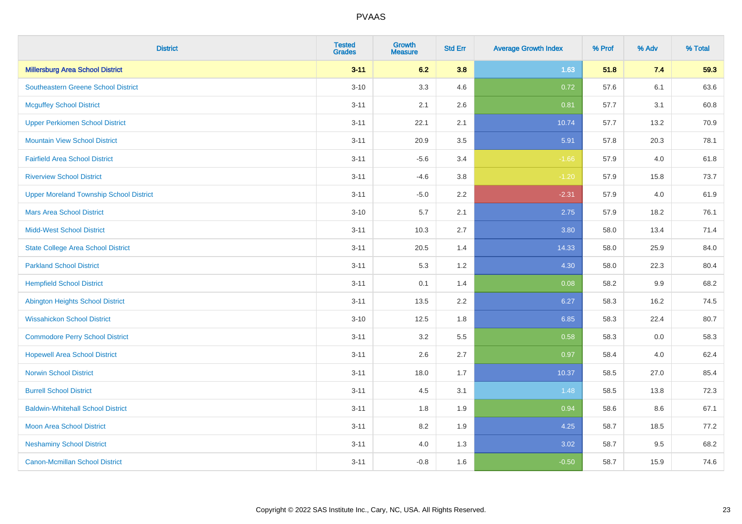# PVAAS

| District | Tested Grades | Growth Measure | Std Err | Average Growth Index | % Prof | % Adv | % Total |
|---|---|---|---|---|---|---|---|
| **Millersburg Area School District** | **3-11** | **6.2** | **3.8** | **1.63** | **51.8** | **7.4** | **59.3** |
| Southeastern Greene School District | 3-10 | 3.3 | 4.6 | 0.72 | 57.6 | 6.1 | 63.6 |
| Mcguffey School District | 3-11 | 2.1 | 2.6 | 0.81 | 57.7 | 3.1 | 60.8 |
| Upper Perkiomen School District | 3-11 | 22.1 | 2.1 | 10.74 | 57.7 | 13.2 | 70.9 |
| Mountain View School District | 3-11 | 20.9 | 3.5 | 5.91 | 57.8 | 20.3 | 78.1 |
| Fairfield Area School District | 3-11 | -5.6 | 3.4 | -1.66 | 57.9 | 4.0 | 61.8 |
| Riverview School District | 3-11 | -4.6 | 3.8 | -1.20 | 57.9 | 15.8 | 73.7 |
| Upper Moreland Township School District | 3-11 | -5.0 | 2.2 | -2.31 | 57.9 | 4.0 | 61.9 |
| Mars Area School District | 3-10 | 5.7 | 2.1 | 2.75 | 57.9 | 18.2 | 76.1 |
| Midd-West School District | 3-11 | 10.3 | 2.7 | 3.80 | 58.0 | 13.4 | 71.4 |
| State College Area School District | 3-11 | 20.5 | 1.4 | 14.33 | 58.0 | 25.9 | 84.0 |
| Parkland School District | 3-11 | 5.3 | 1.2 | 4.30 | 58.0 | 22.3 | 80.4 |
| Hempfield School District | 3-11 | 0.1 | 1.4 | 0.08 | 58.2 | 9.9 | 68.2 |
| Abington Heights School District | 3-11 | 13.5 | 2.2 | 6.27 | 58.3 | 16.2 | 74.5 |
| Wissahickon School District | 3-10 | 12.5 | 1.8 | 6.85 | 58.3 | 22.4 | 80.7 |
| Commodore Perry School District | 3-11 | 3.2 | 5.5 | 0.58 | 58.3 | 0.0 | 58.3 |
| Hopewell Area School District | 3-11 | 2.6 | 2.7 | 0.97 | 58.4 | 4.0 | 62.4 |
| Norwin School District | 3-11 | 18.0 | 1.7 | 10.37 | 58.5 | 27.0 | 85.4 |
| Burrell School District | 3-11 | 4.5 | 3.1 | 1.48 | 58.5 | 13.8 | 72.3 |
| Baldwin-Whitehall School District | 3-11 | 1.8 | 1.9 | 0.94 | 58.6 | 8.6 | 67.1 |
| Moon Area School District | 3-11 | 8.2 | 1.9 | 4.25 | 58.7 | 18.5 | 77.2 |
| Neshaminy School District | 3-11 | 4.0 | 1.3 | 3.02 | 58.7 | 9.5 | 68.2 |
| Canon-Mcmillan School District | 3-11 | -0.8 | 1.6 | -0.50 | 58.7 | 15.9 | 74.6 |

Copyright © 2022 SAS Institute Inc., Cary, NC, USA. All Rights Reserved.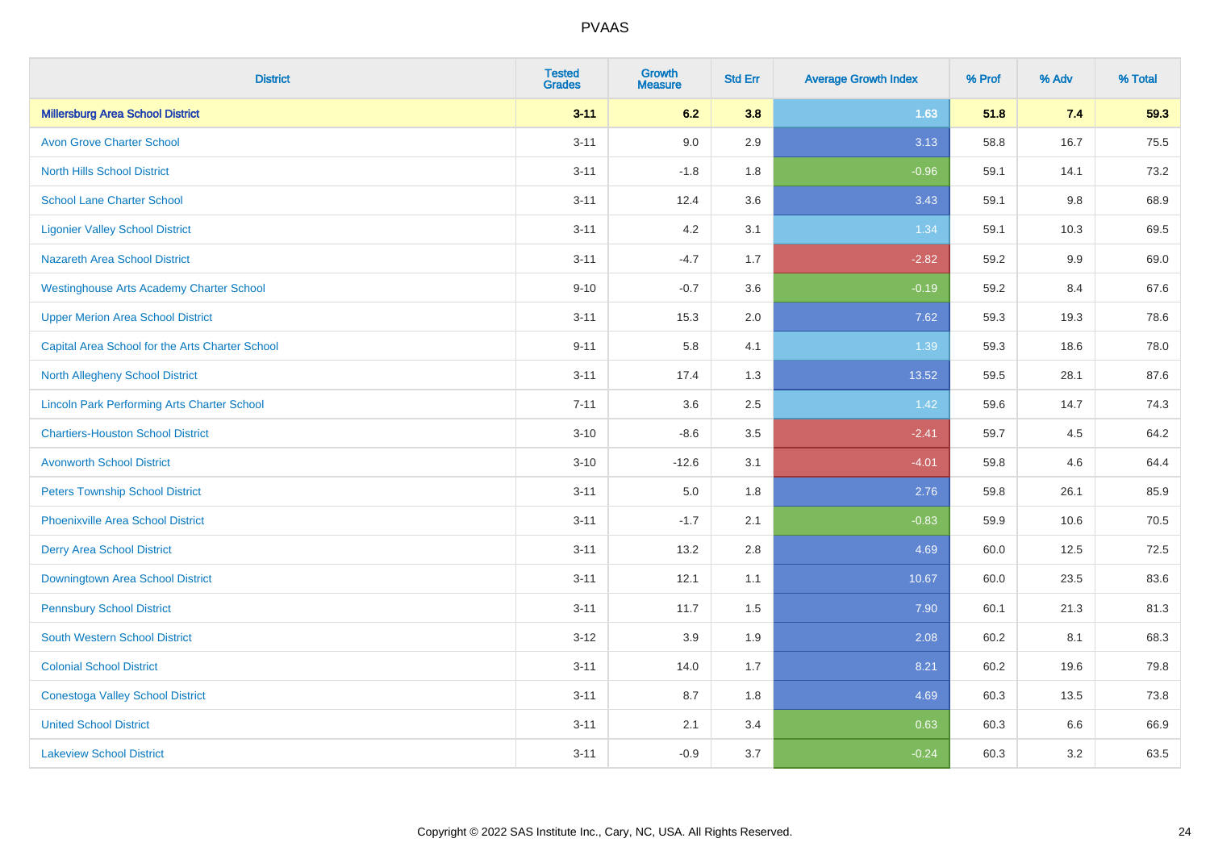| District | Tested Grades | Growth Measure | Std Err | Average Growth Index | % Prof | % Adv | % Total |
|---|---|---|---|---|---|---|---|
| **Millersburg Area School District** | **3-11** | **6.2** | **3.8** | **1.63** | **51.8** | **7.4** | **59.3** |
| Avon Grove Charter School | 3-11 | 9.0 | 2.9 | 3.13 | 58.8 | 16.7 | 75.5 |
| North Hills School District | 3-11 | -1.8 | 1.8 | -0.96 | 59.1 | 14.1 | 73.2 |
| School Lane Charter School | 3-11 | 12.4 | 3.6 | 3.43 | 59.1 | 9.8 | 68.9 |
| Ligonier Valley School District | 3-11 | 4.2 | 3.1 | 1.34 | 59.1 | 10.3 | 69.5 |
| Nazareth Area School District | 3-11 | -4.7 | 1.7 | -2.82 | 59.2 | 9.9 | 69.0 |
| Westinghouse Arts Academy Charter School | 9-10 | -0.7 | 3.6 | -0.19 | 59.2 | 8.4 | 67.6 |
| Upper Merion Area School District | 3-11 | 15.3 | 2.0 | 7.62 | 59.3 | 19.3 | 78.6 |
| Capital Area School for the Arts Charter School | 9-11 | 5.8 | 4.1 | 1.39 | 59.3 | 18.6 | 78.0 |
| North Allegheny School District | 3-11 | 17.4 | 1.3 | 13.52 | 59.5 | 28.1 | 87.6 |
| Lincoln Park Performing Arts Charter School | 7-11 | 3.6 | 2.5 | 1.42 | 59.6 | 14.7 | 74.3 |
| Chartiers-Houston School District | 3-10 | -8.6 | 3.5 | -2.41 | 59.7 | 4.5 | 64.2 |
| Avonworth School District | 3-10 | -12.6 | 3.1 | -4.01 | 59.8 | 4.6 | 64.4 |
| Peters Township School District | 3-11 | 5.0 | 1.8 | 2.76 | 59.8 | 26.1 | 85.9 |
| Phoenixville Area School District | 3-11 | -1.7 | 2.1 | -0.83 | 59.9 | 10.6 | 70.5 |
| Derry Area School District | 3-11 | 13.2 | 2.8 | 4.69 | 60.0 | 12.5 | 72.5 |
| Downingtown Area School District | 3-11 | 12.1 | 1.1 | 10.67 | 60.0 | 23.5 | 83.6 |
| Pennsbury School District | 3-11 | 11.7 | 1.5 | 7.90 | 60.1 | 21.3 | 81.3 |
| South Western School District | 3-12 | 3.9 | 1.9 | 2.08 | 60.2 | 8.1 | 68.3 |
| Colonial School District | 3-11 | 14.0 | 1.7 | 8.21 | 60.2 | 19.6 | 79.8 |
| Conestoga Valley School District | 3-11 | 8.7 | 1.8 | 4.69 | 60.3 | 13.5 | 73.8 |
| United School District | 3-11 | 2.1 | 3.4 | 0.63 | 60.3 | 6.6 | 66.9 |
| Lakeview School District | 3-11 | -0.9 | 3.7 | -0.24 | 60.3 | 3.2 | 63.5 |

Copyright © 2022 SAS Institute Inc., Cary, NC, USA. All Rights Reserved.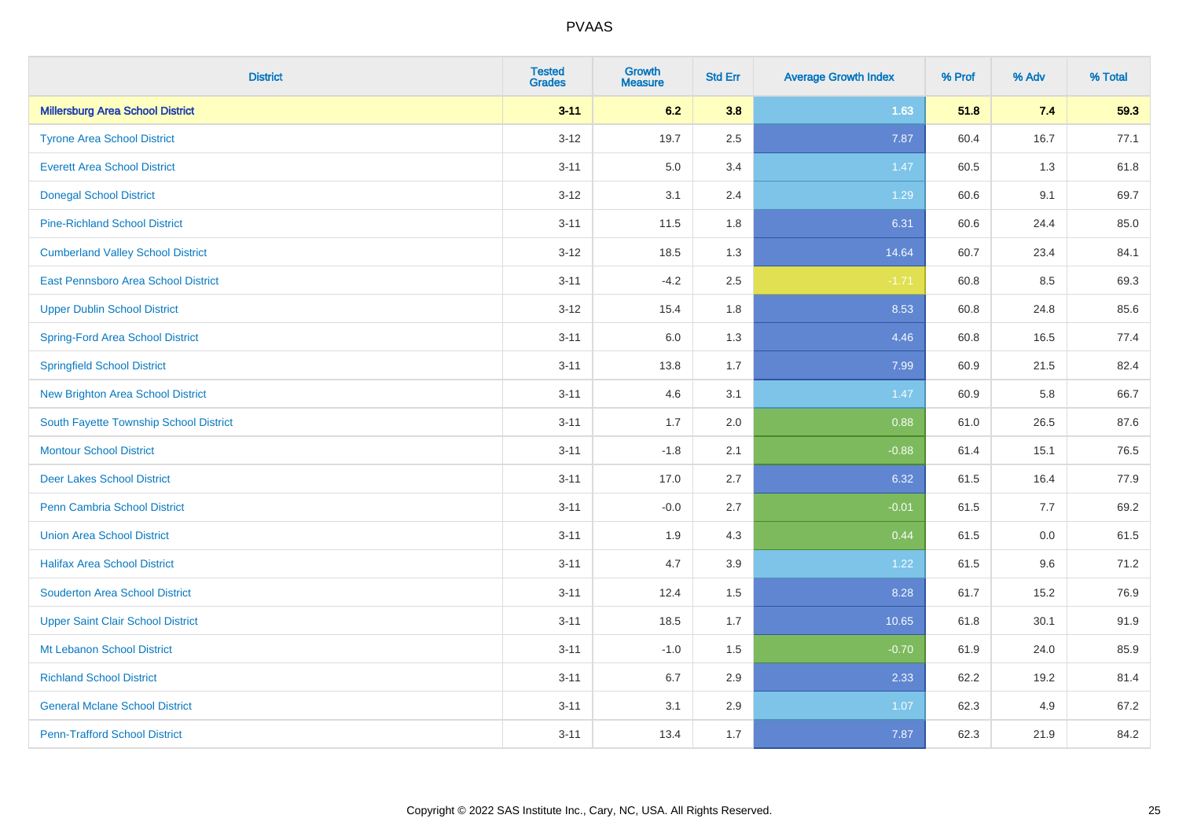| District | Tested Grades | Growth Measure | Std Err | Average Growth Index | % Prof | % Adv | % Total |
|---|---|---|---|---|---|---|---|
| **Millersburg Area School District** | **3-11** | **6.2** | **3.8** | **1.63** | **51.8** | **7.4** | **59.3** |
| Tyrone Area School District | 3-12 | 19.7 | 2.5 | 7.87 | 60.4 | 16.7 | 77.1 |
| Everett Area School District | 3-11 | 5.0 | 3.4 | 1.47 | 60.5 | 1.3 | 61.8 |
| Donegal School District | 3-12 | 3.1 | 2.4 | 1.29 | 60.6 | 9.1 | 69.7 |
| Pine-Richland School District | 3-11 | 11.5 | 1.8 | 6.31 | 60.6 | 24.4 | 85.0 |
| Cumberland Valley School District | 3-12 | 18.5 | 1.3 | 14.64 | 60.7 | 23.4 | 84.1 |
| East Pennsboro Area School District | 3-11 | -4.2 | 2.5 | -1.71 | 60.8 | 8.5 | 69.3 |
| Upper Dublin School District | 3-12 | 15.4 | 1.8 | 8.53 | 60.8 | 24.8 | 85.6 |
| Spring-Ford Area School District | 3-11 | 6.0 | 1.3 | 4.46 | 60.8 | 16.5 | 77.4 |
| Springfield School District | 3-11 | 13.8 | 1.7 | 7.99 | 60.9 | 21.5 | 82.4 |
| New Brighton Area School District | 3-11 | 4.6 | 3.1 | 1.47 | 60.9 | 5.8 | 66.7 |
| South Fayette Township School District | 3-11 | 1.7 | 2.0 | 0.88 | 61.0 | 26.5 | 87.6 |
| Montour School District | 3-11 | -1.8 | 2.1 | -0.88 | 61.4 | 15.1 | 76.5 |
| Deer Lakes School District | 3-11 | 17.0 | 2.7 | 6.32 | 61.5 | 16.4 | 77.9 |
| Penn Cambria School District | 3-11 | -0.0 | 2.7 | -0.01 | 61.5 | 7.7 | 69.2 |
| Union Area School District | 3-11 | 1.9 | 4.3 | 0.44 | 61.5 | 0.0 | 61.5 |
| Halifax Area School District | 3-11 | 4.7 | 3.9 | 1.22 | 61.5 | 9.6 | 71.2 |
| Souderton Area School District | 3-11 | 12.4 | 1.5 | 8.28 | 61.7 | 15.2 | 76.9 |
| Upper Saint Clair School District | 3-11 | 18.5 | 1.7 | 10.65 | 61.8 | 30.1 | 91.9 |
| Mt Lebanon School District | 3-11 | -1.0 | 1.5 | -0.70 | 61.9 | 24.0 | 85.9 |
| Richland School District | 3-11 | 6.7 | 2.9 | 2.33 | 62.2 | 19.2 | 81.4 |
| General Mclane School District | 3-11 | 3.1 | 2.9 | 1.07 | 62.3 | 4.9 | 67.2 |
| Penn-Trafford School District | 3-11 | 13.4 | 1.7 | 7.87 | 62.3 | 21.9 | 84.2 |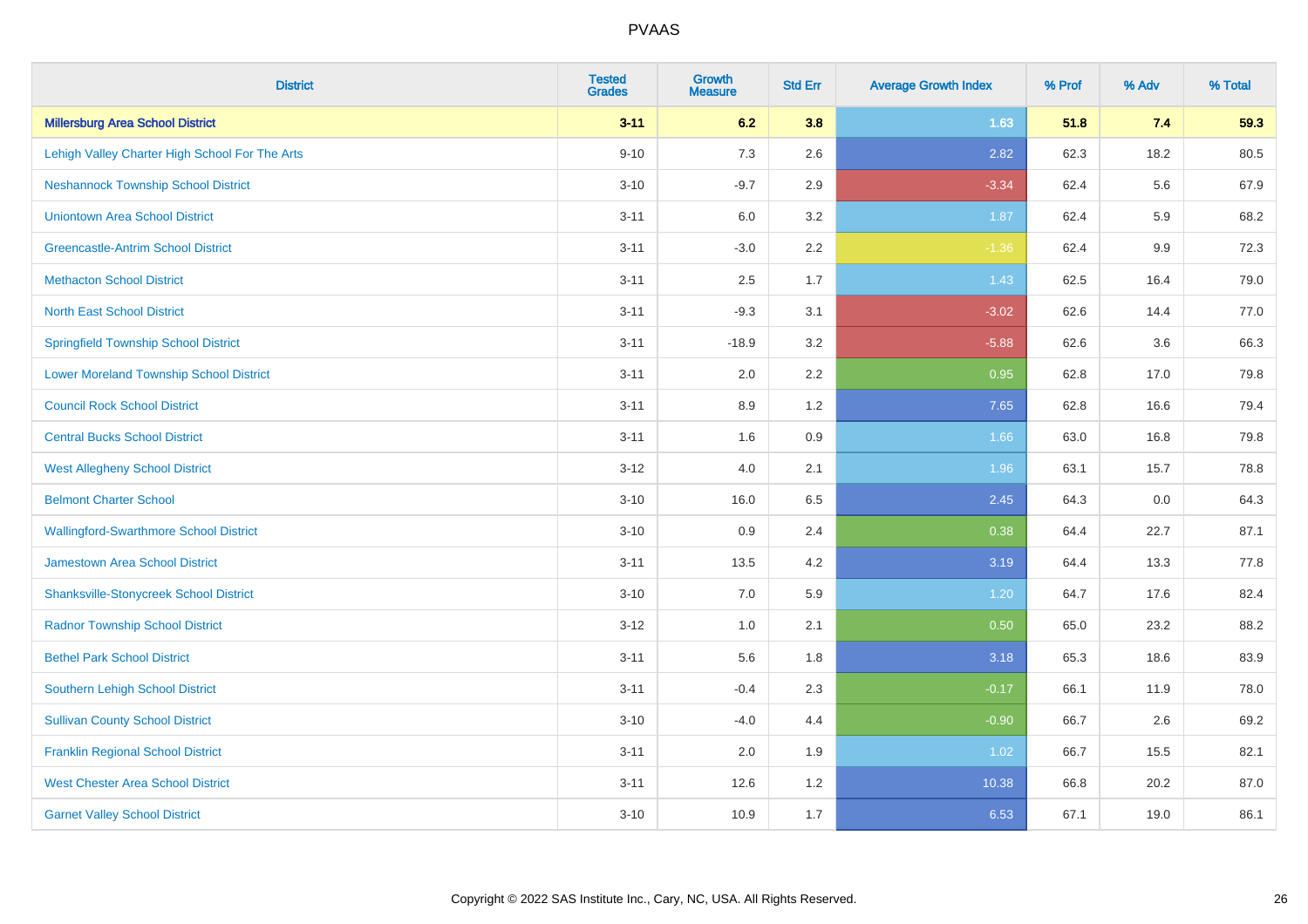# PVAAS

| District | Tested Grades | Growth Measure | Std Err | Average Growth Index | % Prof | % Adv | % Total |
|---|---|---|---|---|---|---|---|
| **Millersburg Area School District** | **3-11** | **6.2** | **3.8** | **1.63** | **51.8** | **7.4** | **59.3** |
| Lehigh Valley Charter High School For The Arts | 9-10 | 7.3 | 2.6 | 2.82 | 62.3 | 18.2 | 80.5 |
| Neshannock Township School District | 3-10 | -9.7 | 2.9 | -3.34 | 62.4 | 5.6 | 67.9 |
| Uniontown Area School District | 3-11 | 6.0 | 3.2 | 1.87 | 62.4 | 5.9 | 68.2 |
| Greencastle-Antrim School District | 3-11 | -3.0 | 2.2 | -1.36 | 62.4 | 9.9 | 72.3 |
| Methacton School District | 3-11 | 2.5 | 1.7 | 1.43 | 62.5 | 16.4 | 79.0 |
| North East School District | 3-11 | -9.3 | 3.1 | -3.02 | 62.6 | 14.4 | 77.0 |
| Springfield Township School District | 3-11 | -18.9 | 3.2 | -5.88 | 62.6 | 3.6 | 66.3 |
| Lower Moreland Township School District | 3-11 | 2.0 | 2.2 | 0.95 | 62.8 | 17.0 | 79.8 |
| Council Rock School District | 3-11 | 8.9 | 1.2 | 7.65 | 62.8 | 16.6 | 79.4 |
| Central Bucks School District | 3-11 | 1.6 | 0.9 | 1.66 | 63.0 | 16.8 | 79.8 |
| West Allegheny School District | 3-12 | 4.0 | 2.1 | 1.96 | 63.1 | 15.7 | 78.8 |
| Belmont Charter School | 3-10 | 16.0 | 6.5 | 2.45 | 64.3 | 0.0 | 64.3 |
| Wallingford-Swarthmore School District | 3-10 | 0.9 | 2.4 | 0.38 | 64.4 | 22.7 | 87.1 |
| Jamestown Area School District | 3-11 | 13.5 | 4.2 | 3.19 | 64.4 | 13.3 | 77.8 |
| Shanksville-Stonycreek School District | 3-10 | 7.0 | 5.9 | 1.20 | 64.7 | 17.6 | 82.4 |
| Radnor Township School District | 3-12 | 1.0 | 2.1 | 0.50 | 65.0 | 23.2 | 88.2 |
| Bethel Park School District | 3-11 | 5.6 | 1.8 | 3.18 | 65.3 | 18.6 | 83.9 |
| Southern Lehigh School District | 3-11 | -0.4 | 2.3 | -0.17 | 66.1 | 11.9 | 78.0 |
| Sullivan County School District | 3-10 | -4.0 | 4.4 | -0.90 | 66.7 | 2.6 | 69.2 |
| Franklin Regional School District | 3-11 | 2.0 | 1.9 | 1.02 | 66.7 | 15.5 | 82.1 |
| West Chester Area School District | 3-11 | 12.6 | 1.2 | 10.38 | 66.8 | 20.2 | 87.0 |
| Garnet Valley School District | 3-10 | 10.9 | 1.7 | 6.53 | 67.1 | 19.0 | 86.1 |

Copyright © 2022 SAS Institute Inc., Cary, NC, USA. All Rights Reserved.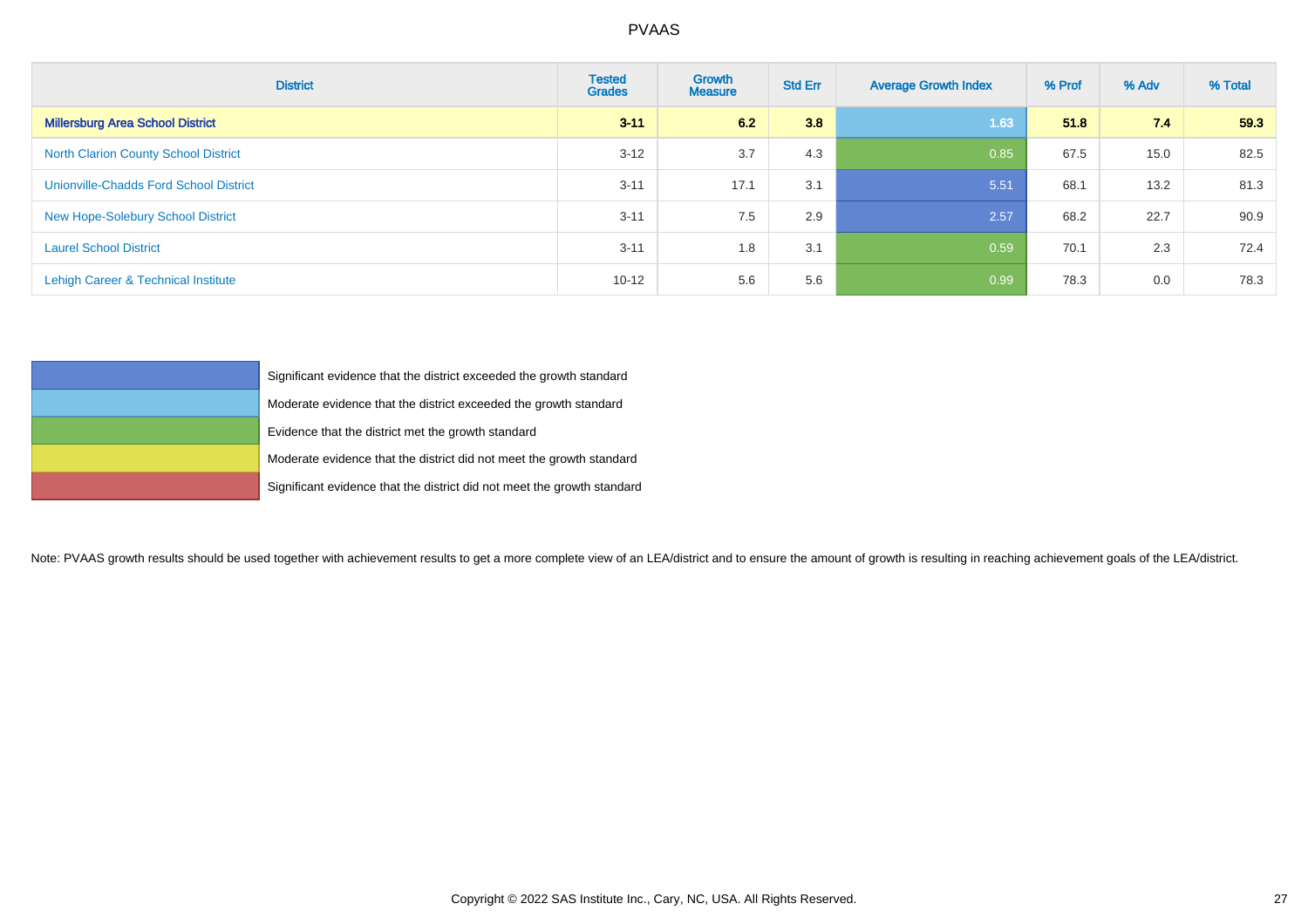# PVAAS

| District | Tested Grades | Growth Measure | Std Err | Average Growth Index | % Prof | % Adv | % Total |
|---|---|---|---|---|---|---|---|
| **Millersburg Area School District** | **3-11** | **6.2** | **3.8** | **1.63** | **51.8** | **7.4** | **59.3** |
| North Clarion County School District | 3-12 | 3.7 | 4.3 | 0.85 | 67.5 | 15.0 | 82.5 |
| Unionville-Chadds Ford School District | 3-11 | 17.1 | 3.1 | 5.51 | 68.1 | 13.2 | 81.3 |
| New Hope-Solebury School District | 3-11 | 7.5 | 2.9 | 2.57 | 68.2 | 22.7 | 90.9 |
| Laurel School District | 3-11 | 1.8 | 3.1 | 0.59 | 70.1 | 2.3 | 72.4 |
| Lehigh Career & Technical Institute | 10-12 | 5.6 | 5.6 | 0.99 | 78.3 | 0.0 | 78.3 |

- Significant evidence that the district exceeded the growth standard
- Moderate evidence that the district exceeded the growth standard
- Evidence that the district met the growth standard
- Moderate evidence that the district did not meet the growth standard
- Significant evidence that the district did not meet the growth standard

Note: PVAAS growth results should be used together with achievement results to get a more complete view of an LEA/district and to ensure the amount of growth is resulting in reaching achievement goals of the LEA/district.

Copyright © 2022 SAS Institute Inc., Cary, NC, USA. All Rights Reserved.